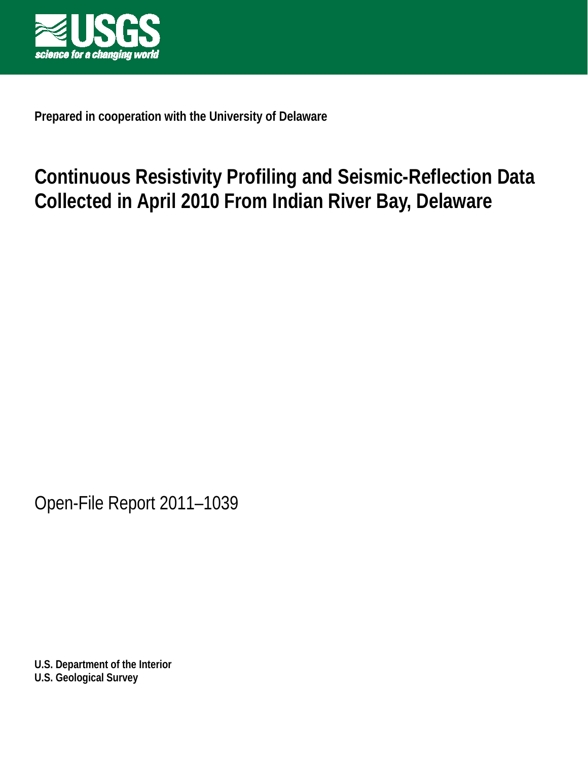**Prepared in cooperation with the University of Delaware**

# Continuous Resistivity Profiling and Seismic-Reflection Data Collected in April 2010 From Indian River Bay, Delaware

Open-File Report 2011–1039

**U.S. Department of the Interior**
**U.S. Geological Survey**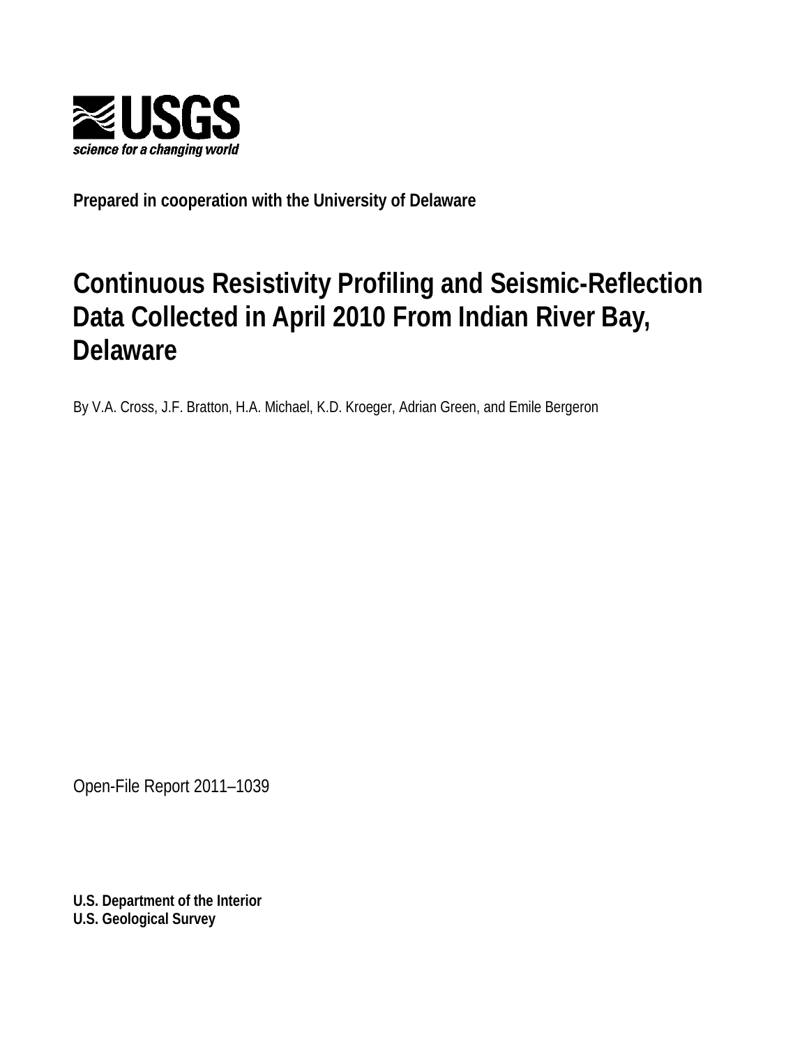**USGS**

*science for a changing world*

**Prepared in cooperation with the University of Delaware**

# Continuous Resistivity Profiling and Seismic-Reflection Data Collected in April 2010 From Indian River Bay, Delaware

By V.A. Cross, J.F. Bratton, H.A. Michael, K.D. Kroeger, Adrian Green, and Emile Bergeron

Open-File Report 2011–1039

**U.S. Department of the Interior**
**U.S. Geological Survey**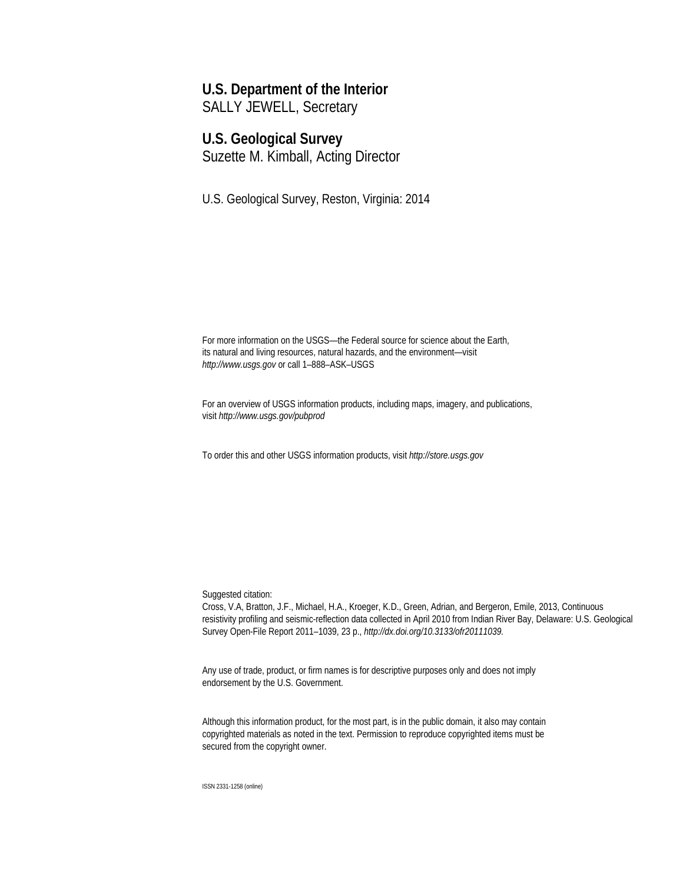**U.S. Department of the Interior**
SALLY JEWELL, Secretary

**U.S. Geological Survey**
Suzette M. Kimball, Acting Director

U.S. Geological Survey, Reston, Virginia: 2014

For more information on the USGS—the Federal source for science about the Earth, its natural and living resources, natural hazards, and the environment—visit *http://www.usgs.gov* or call 1–888–ASK–USGS

For an overview of USGS information products, including maps, imagery, and publications, visit *http://www.usgs.gov/pubprod*

To order this and other USGS information products, visit *http://store.usgs.gov*

Suggested citation:
Cross, V.A, Bratton, J.F., Michael, H.A., Kroeger, K.D., Green, Adrian, and Bergeron, Emile, 2013, Continuous resistivity profiling and seismic-reflection data collected in April 2010 from Indian River Bay, Delaware: U.S. Geological Survey Open-File Report 2011–1039, 23 p., *http://dx.doi.org/10.3133/ofr20111039.*

Any use of trade, product, or firm names is for descriptive purposes only and does not imply endorsement by the U.S. Government.

Although this information product, for the most part, is in the public domain, it also may contain copyrighted materials as noted in the text. Permission to reproduce copyrighted items must be secured from the copyright owner.

ISSN 2331-1258 (online)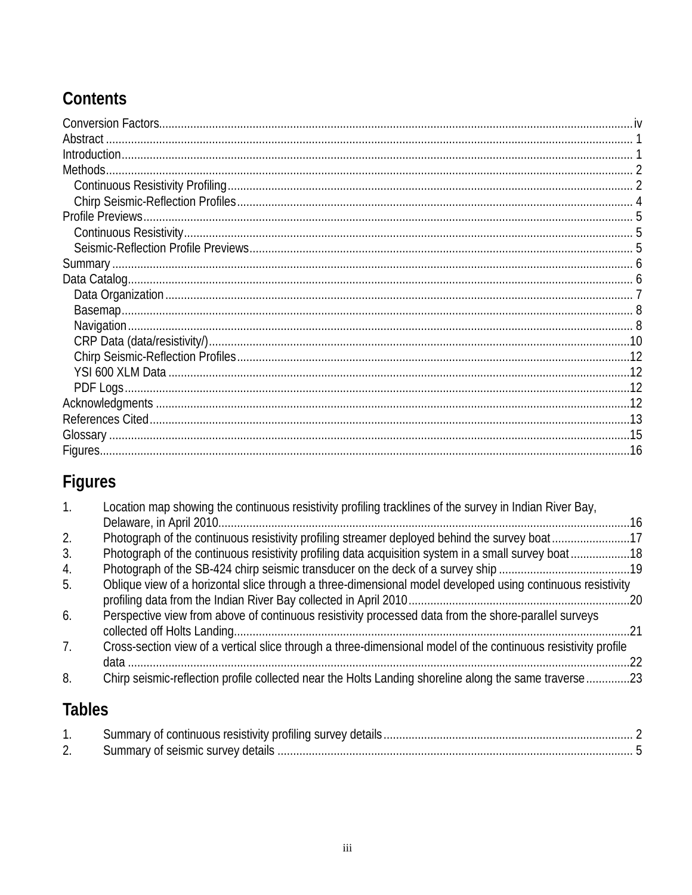## Contents

Conversion Factors....................................................................................................iv
Abstract .................................................................................................................. 1
Introduction.............................................................................................................. 1
Methods.................................................................................................................... 2
  Continuous Resistivity Profiling............................................................................. 2
  Chirp Seismic-Reflection Profiles........................................................................... 4
Profile Previews........................................................................................................ 5
  Continuous Resistivity............................................................................................ 5
  Seismic-Reflection Profile Previews....................................................................... 5
Summary .................................................................................................................. 6
Data Catalog............................................................................................................. 6
  Data Organization .................................................................................................. 7
  Basemap................................................................................................................. 8
  Navigation.............................................................................................................. 8
  CRP Data (data/resistivity/)...................................................................................10
  Chirp Seismic-Reflection Profiles..........................................................................12
  YSI 600 XLM Data ................................................................................................12
  PDF Logs...............................................................................................................12
Acknowledgments ....................................................................................................12
References Cited......................................................................................................13
Glossary ...................................................................................................................15
Figures......................................................................................................................16

## Figures

1. Location map showing the continuous resistivity profiling tracklines of the survey in Indian River Bay, Delaware, in April 2010..................................................................................16
2. Photograph of the continuous resistivity profiling streamer deployed behind the survey boat.........................17
3. Photograph of the continuous resistivity profiling data acquisition system in a small survey boat...................18
4. Photograph of the SB-424 chirp seismic transducer on the deck of a survey ship ..........................................19
5. Oblique view of a horizontal slice through a three-dimensional model developed using continuous resistivity profiling data from the Indian River Bay collected in April 2010......................................................................20
6. Perspective view from above of continuous resistivity processed data from the shore-parallel surveys collected off Holts Landing.............................................................................................................................21
7. Cross-section view of a vertical slice through a three-dimensional model of the continuous resistivity profile data ..............................................................................................................................................22
8. Chirp seismic-reflection profile collected near the Holts Landing shoreline along the same traverse..............23

## Tables

1. Summary of continuous resistivity profiling survey details............................................................................... 2
2. Summary of seismic survey details ................................................................................................................ 5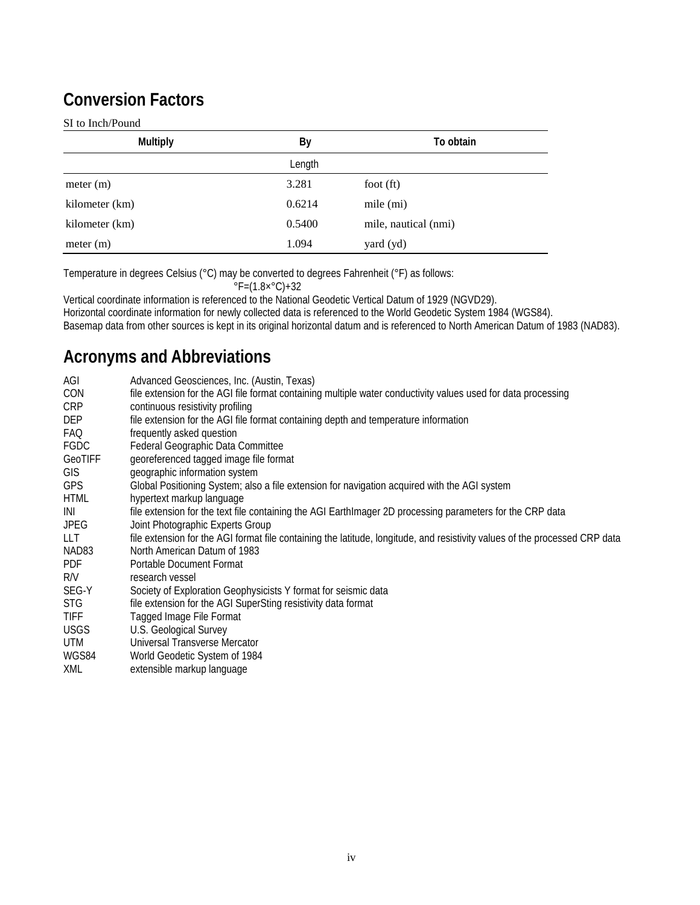## Conversion Factors

SI to Inch/Pound

| Multiply | By | To obtain |
|---|---|---|
| | Length | |
| meter (m) | 3.281 | foot (ft) |
| kilometer (km) | 0.6214 | mile (mi) |
| kilometer (km) | 0.5400 | mile, nautical (nmi) |
| meter (m) | 1.094 | yard (yd) |

Temperature in degrees Celsius (°C) may be converted to degrees Fahrenheit (°F) as follows:

$$°F=(1.8×°C)+32$$

Vertical coordinate information is referenced to the National Geodetic Vertical Datum of 1929 (NGVD29).

Horizontal coordinate information for newly collected data is referenced to the World Geodetic System 1984 (WGS84).

Basemap data from other sources is kept in its original horizontal datum and is referenced to North American Datum of 1983 (NAD83).

## Acronyms and Abbreviations

| | |
|---|---|
| AGI | Advanced Geosciences, Inc. (Austin, Texas) |
| CON | file extension for the AGI file format containing multiple water conductivity values used for data processing |
| CRP | continuous resistivity profiling |
| DEP | file extension for the AGI file format containing depth and temperature information |
| FAQ | frequently asked question |
| FGDC | Federal Geographic Data Committee |
| GeoTIFF | georeferenced tagged image file format |
| GIS | geographic information system |
| GPS | Global Positioning System; also a file extension for navigation acquired with the AGI system |
| HTML | hypertext markup language |
| INI | file extension for the text file containing the AGI EarthImager 2D processing parameters for the CRP data |
| JPEG | Joint Photographic Experts Group |
| LLT | file extension for the AGI format file containing the latitude, longitude, and resistivity values of the processed CRP data |
| NAD83 | North American Datum of 1983 |
| PDF | Portable Document Format |
| R/V | research vessel |
| SEG-Y | Society of Exploration Geophysicists Y format for seismic data |
| STG | file extension for the AGI SuperSting resistivity data format |
| TIFF | Tagged Image File Format |
| USGS | U.S. Geological Survey |
| UTM | Universal Transverse Mercator |
| WGS84 | World Geodetic System of 1984 |
| XML | extensible markup language |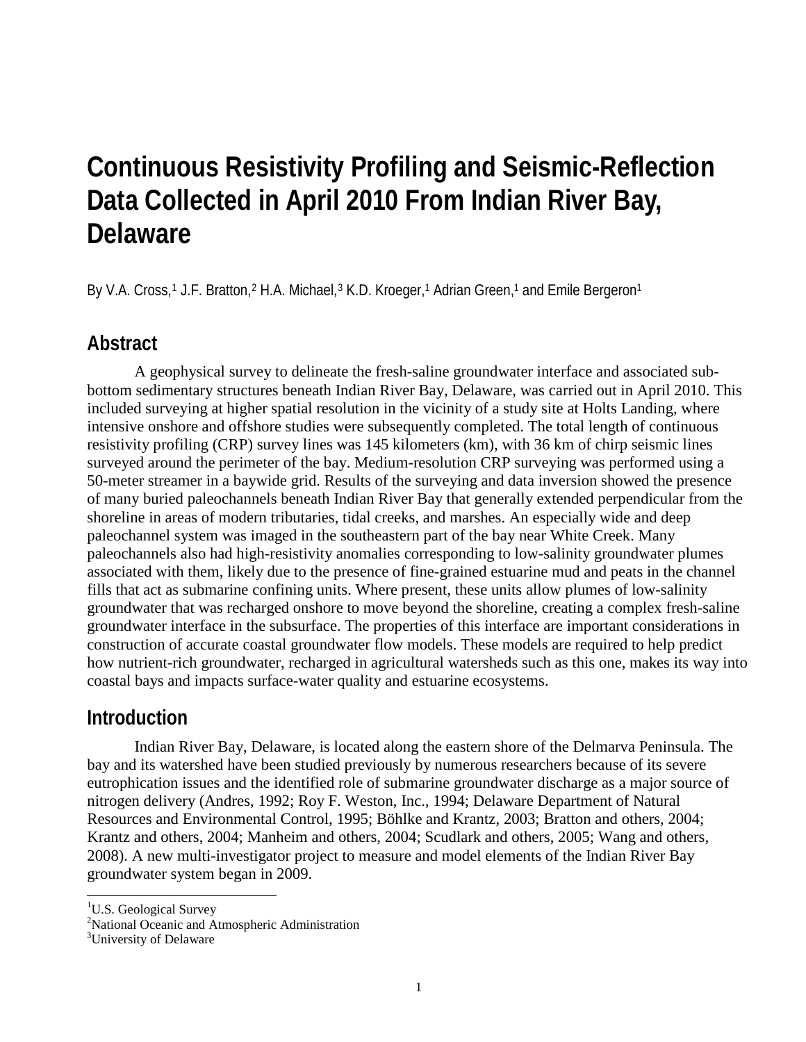# Continuous Resistivity Profiling and Seismic-Reflection Data Collected in April 2010 From Indian River Bay, Delaware

By V.A. Cross,[1] J.F. Bratton,[2] H.A. Michael,[3] K.D. Kroeger,[1] Adrian Green,[1] and Emile Bergeron[1]

## Abstract

A geophysical survey to delineate the fresh-saline groundwater interface and associated sub-bottom sedimentary structures beneath Indian River Bay, Delaware, was carried out in April 2010. This included surveying at higher spatial resolution in the vicinity of a study site at Holts Landing, where intensive onshore and offshore studies were subsequently completed. The total length of continuous resistivity profiling (CRP) survey lines was 145 kilometers (km), with 36 km of chirp seismic lines surveyed around the perimeter of the bay. Medium-resolution CRP surveying was performed using a 50-meter streamer in a baywide grid. Results of the surveying and data inversion showed the presence of many buried paleochannels beneath Indian River Bay that generally extended perpendicular from the shoreline in areas of modern tributaries, tidal creeks, and marshes. An especially wide and deep paleochannel system was imaged in the southeastern part of the bay near White Creek. Many paleochannels also had high-resistivity anomalies corresponding to low-salinity groundwater plumes associated with them, likely due to the presence of fine-grained estuarine mud and peats in the channel fills that act as submarine confining units. Where present, these units allow plumes of low-salinity groundwater that was recharged onshore to move beyond the shoreline, creating a complex fresh-saline groundwater interface in the subsurface. The properties of this interface are important considerations in construction of accurate coastal groundwater flow models. These models are required to help predict how nutrient-rich groundwater, recharged in agricultural watersheds such as this one, makes its way into coastal bays and impacts surface-water quality and estuarine ecosystems.

## Introduction

Indian River Bay, Delaware, is located along the eastern shore of the Delmarva Peninsula. The bay and its watershed have been studied previously by numerous researchers because of its severe eutrophication issues and the identified role of submarine groundwater discharge as a major source of nitrogen delivery (Andres, 1992; Roy F. Weston, Inc., 1994; Delaware Department of Natural Resources and Environmental Control, 1995; Böhlke and Krantz, 2003; Bratton and others, 2004; Krantz and others, 2004; Manheim and others, 2004; Scudlark and others, 2005; Wang and others, 2008). A new multi-investigator project to measure and model elements of the Indian River Bay groundwater system began in 2009.

---

[1] U.S. Geological Survey
[2] National Oceanic and Atmospheric Administration
[3] University of Delaware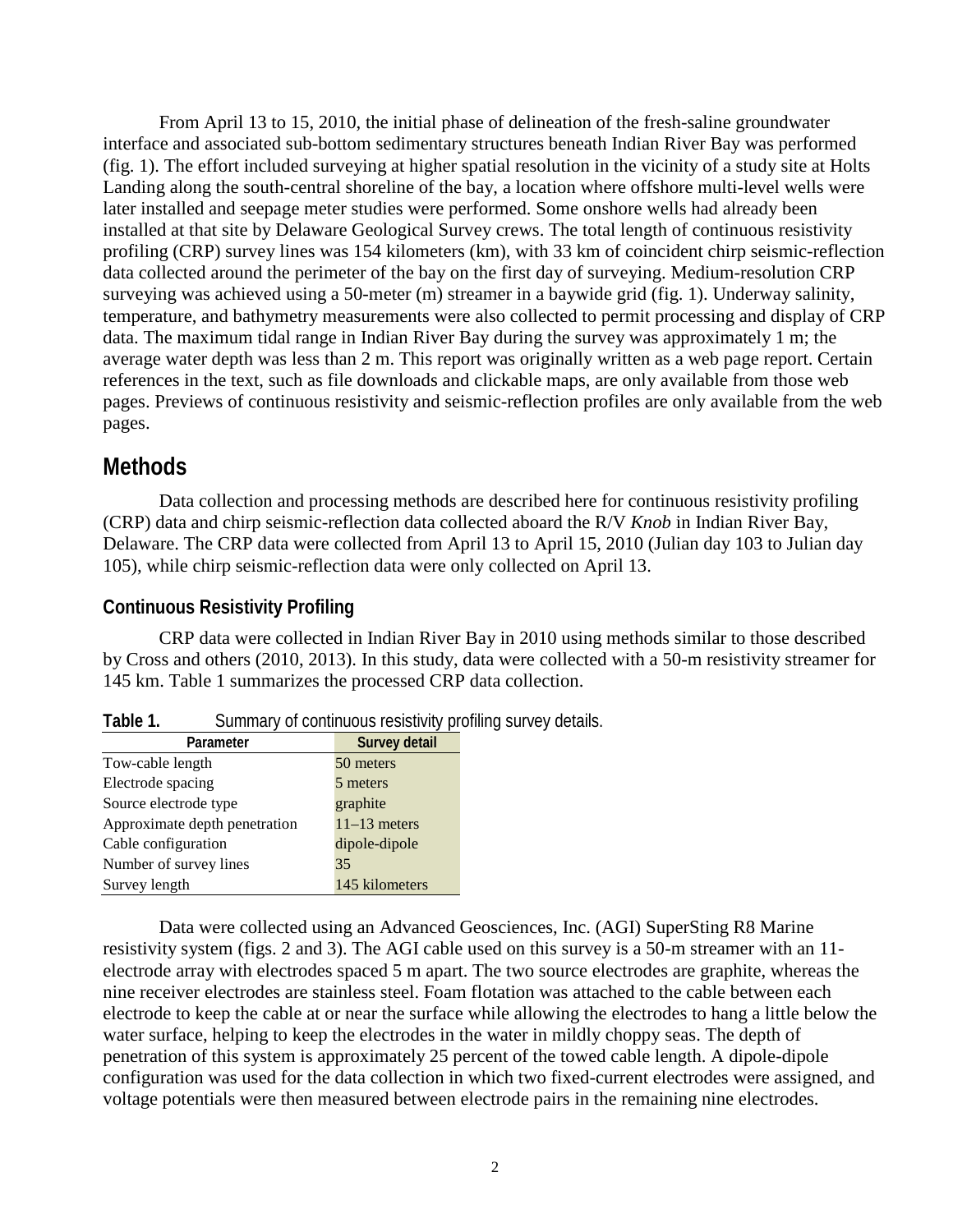From April 13 to 15, 2010, the initial phase of delineation of the fresh-saline groundwater interface and associated sub-bottom sedimentary structures beneath Indian River Bay was performed (fig. 1). The effort included surveying at higher spatial resolution in the vicinity of a study site at Holts Landing along the south-central shoreline of the bay, a location where offshore multi-level wells were later installed and seepage meter studies were performed. Some onshore wells had already been installed at that site by Delaware Geological Survey crews. The total length of continuous resistivity profiling (CRP) survey lines was 154 kilometers (km), with 33 km of coincident chirp seismic-reflection data collected around the perimeter of the bay on the first day of surveying. Medium-resolution CRP surveying was achieved using a 50-meter (m) streamer in a baywide grid (fig. 1). Underway salinity, temperature, and bathymetry measurements were also collected to permit processing and display of CRP data. The maximum tidal range in Indian River Bay during the survey was approximately 1 m; the average water depth was less than 2 m. This report was originally written as a web page report. Certain references in the text, such as file downloads and clickable maps, are only available from those web pages. Previews of continuous resistivity and seismic-reflection profiles are only available from the web pages.

## Methods

Data collection and processing methods are described here for continuous resistivity profiling (CRP) data and chirp seismic-reflection data collected aboard the R/V *Knob* in Indian River Bay, Delaware. The CRP data were collected from April 13 to April 15, 2010 (Julian day 103 to Julian day 105), while chirp seismic-reflection data were only collected on April 13.

### Continuous Resistivity Profiling

CRP data were collected in Indian River Bay in 2010 using methods similar to those described by Cross and others (2010, 2013). In this study, data were collected with a 50-m resistivity streamer for 145 km. Table 1 summarizes the processed CRP data collection.

**Table 1.** Summary of continuous resistivity profiling survey details.

| Parameter | Survey detail |
| --- | --- |
| Tow-cable length | 50 meters |
| Electrode spacing | 5 meters |
| Source electrode type | graphite |
| Approximate depth penetration | 11–13 meters |
| Cable configuration | dipole-dipole |
| Number of survey lines | 35 |
| Survey length | 145 kilometers |

Data were collected using an Advanced Geosciences, Inc. (AGI) SuperSting R8 Marine resistivity system (figs. 2 and 3). The AGI cable used on this survey is a 50-m streamer with an 11-electrode array with electrodes spaced 5 m apart. The two source electrodes are graphite, whereas the nine receiver electrodes are stainless steel. Foam flotation was attached to the cable between each electrode to keep the cable at or near the surface while allowing the electrodes to hang a little below the water surface, helping to keep the electrodes in the water in mildly choppy seas. The depth of penetration of this system is approximately 25 percent of the towed cable length. A dipole-dipole configuration was used for the data collection in which two fixed-current electrodes were assigned, and voltage potentials were then measured between electrode pairs in the remaining nine electrodes.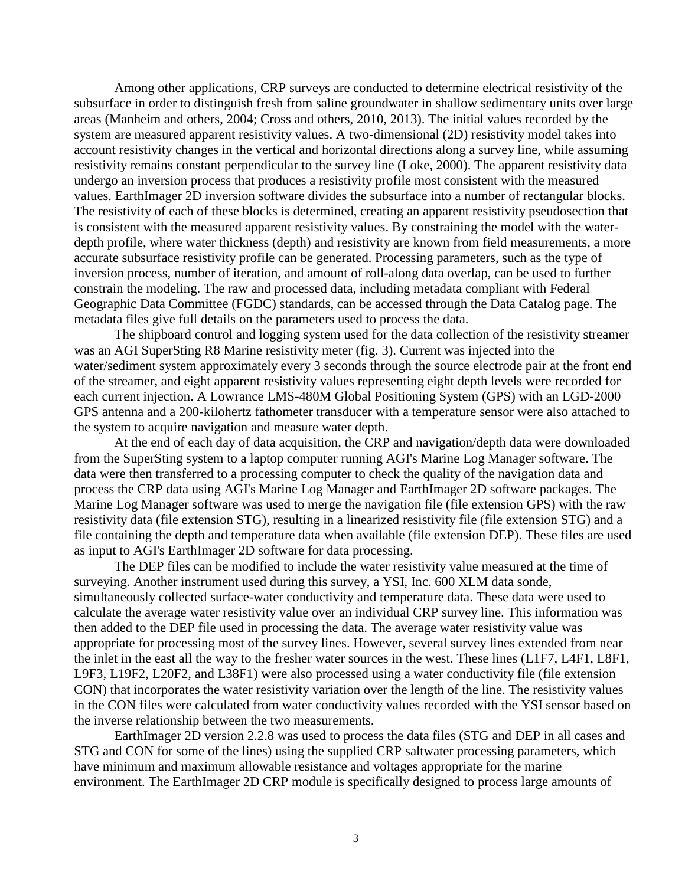Among other applications, CRP surveys are conducted to determine electrical resistivity of the subsurface in order to distinguish fresh from saline groundwater in shallow sedimentary units over large areas (Manheim and others, 2004; Cross and others, 2010, 2013). The initial values recorded by the system are measured apparent resistivity values. A two-dimensional (2D) resistivity model takes into account resistivity changes in the vertical and horizontal directions along a survey line, while assuming resistivity remains constant perpendicular to the survey line (Loke, 2000). The apparent resistivity data undergo an inversion process that produces a resistivity profile most consistent with the measured values. EarthImager 2D inversion software divides the subsurface into a number of rectangular blocks. The resistivity of each of these blocks is determined, creating an apparent resistivity pseudosection that is consistent with the measured apparent resistivity values. By constraining the model with the water-depth profile, where water thickness (depth) and resistivity are known from field measurements, a more accurate subsurface resistivity profile can be generated. Processing parameters, such as the type of inversion process, number of iteration, and amount of roll-along data overlap, can be used to further constrain the modeling. The raw and processed data, including metadata compliant with Federal Geographic Data Committee (FGDC) standards, can be accessed through the Data Catalog page. The metadata files give full details on the parameters used to process the data.

The shipboard control and logging system used for the data collection of the resistivity streamer was an AGI SuperSting R8 Marine resistivity meter (fig. 3). Current was injected into the water/sediment system approximately every 3 seconds through the source electrode pair at the front end of the streamer, and eight apparent resistivity values representing eight depth levels were recorded for each current injection. A Lowrance LMS-480M Global Positioning System (GPS) with an LGD-2000 GPS antenna and a 200-kilohertz fathometer transducer with a temperature sensor were also attached to the system to acquire navigation and measure water depth.

At the end of each day of data acquisition, the CRP and navigation/depth data were downloaded from the SuperSting system to a laptop computer running AGI's Marine Log Manager software. The data were then transferred to a processing computer to check the quality of the navigation data and process the CRP data using AGI's Marine Log Manager and EarthImager 2D software packages. The Marine Log Manager software was used to merge the navigation file (file extension GPS) with the raw resistivity data (file extension STG), resulting in a linearized resistivity file (file extension STG) and a file containing the depth and temperature data when available (file extension DEP). These files are used as input to AGI's EarthImager 2D software for data processing.

The DEP files can be modified to include the water resistivity value measured at the time of surveying. Another instrument used during this survey, a YSI, Inc. 600 XLM data sonde, simultaneously collected surface-water conductivity and temperature data. These data were used to calculate the average water resistivity value over an individual CRP survey line. This information was then added to the DEP file used in processing the data. The average water resistivity value was appropriate for processing most of the survey lines. However, several survey lines extended from near the inlet in the east all the way to the fresher water sources in the west. These lines (L1F7, L4F1, L8F1, L9F3, L19F2, L20F2, and L38F1) were also processed using a water conductivity file (file extension CON) that incorporates the water resistivity variation over the length of the line. The resistivity values in the CON files were calculated from water conductivity values recorded with the YSI sensor based on the inverse relationship between the two measurements.

EarthImager 2D version 2.2.8 was used to process the data files (STG and DEP in all cases and STG and CON for some of the lines) using the supplied CRP saltwater processing parameters, which have minimum and maximum allowable resistance and voltages appropriate for the marine environment. The EarthImager 2D CRP module is specifically designed to process large amounts of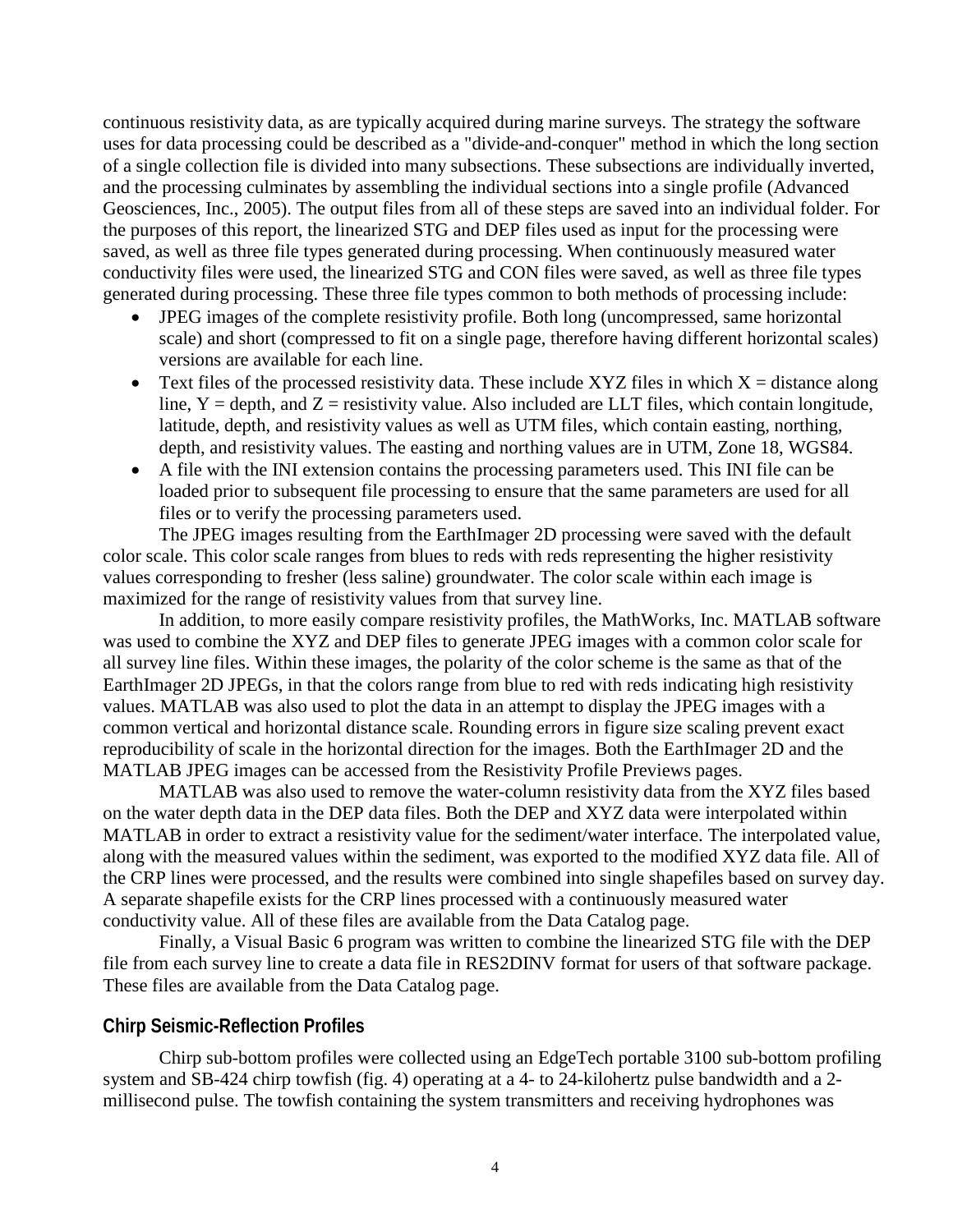continuous resistivity data, as are typically acquired during marine surveys. The strategy the software uses for data processing could be described as a "divide-and-conquer" method in which the long section of a single collection file is divided into many subsections. These subsections are individually inverted, and the processing culminates by assembling the individual sections into a single profile (Advanced Geosciences, Inc., 2005). The output files from all of these steps are saved into an individual folder. For the purposes of this report, the linearized STG and DEP files used as input for the processing were saved, as well as three file types generated during processing. When continuously measured water conductivity files were used, the linearized STG and CON files were saved, as well as three file types generated during processing. These three file types common to both methods of processing include:

- JPEG images of the complete resistivity profile. Both long (uncompressed, same horizontal scale) and short (compressed to fit on a single page, therefore having different horizontal scales) versions are available for each line.
- Text files of the processed resistivity data. These include XYZ files in which X = distance along line, Y = depth, and Z = resistivity value. Also included are LLT files, which contain longitude, latitude, depth, and resistivity values as well as UTM files, which contain easting, northing, depth, and resistivity values. The easting and northing values are in UTM, Zone 18, WGS84.
- A file with the INI extension contains the processing parameters used. This INI file can be loaded prior to subsequent file processing to ensure that the same parameters are used for all files or to verify the processing parameters used.

The JPEG images resulting from the EarthImager 2D processing were saved with the default color scale. This color scale ranges from blues to reds with reds representing the higher resistivity values corresponding to fresher (less saline) groundwater. The color scale within each image is maximized for the range of resistivity values from that survey line.

In addition, to more easily compare resistivity profiles, the MathWorks, Inc. MATLAB software was used to combine the XYZ and DEP files to generate JPEG images with a common color scale for all survey line files. Within these images, the polarity of the color scheme is the same as that of the EarthImager 2D JPEGs, in that the colors range from blue to red with reds indicating high resistivity values. MATLAB was also used to plot the data in an attempt to display the JPEG images with a common vertical and horizontal distance scale. Rounding errors in figure size scaling prevent exact reproducibility of scale in the horizontal direction for the images. Both the EarthImager 2D and the MATLAB JPEG images can be accessed from the Resistivity Profile Previews pages.

MATLAB was also used to remove the water-column resistivity data from the XYZ files based on the water depth data in the DEP data files. Both the DEP and XYZ data were interpolated within MATLAB in order to extract a resistivity value for the sediment/water interface. The interpolated value, along with the measured values within the sediment, was exported to the modified XYZ data file. All of the CRP lines were processed, and the results were combined into single shapefiles based on survey day. A separate shapefile exists for the CRP lines processed with a continuously measured water conductivity value. All of these files are available from the Data Catalog page.

Finally, a Visual Basic 6 program was written to combine the linearized STG file with the DEP file from each survey line to create a data file in RES2DINV format for users of that software package. These files are available from the Data Catalog page.

## Chirp Seismic-Reflection Profiles

Chirp sub-bottom profiles were collected using an EdgeTech portable 3100 sub-bottom profiling system and SB-424 chirp towfish (fig. 4) operating at a 4- to 24-kilohertz pulse bandwidth and a 2-millisecond pulse. The towfish containing the system transmitters and receiving hydrophones was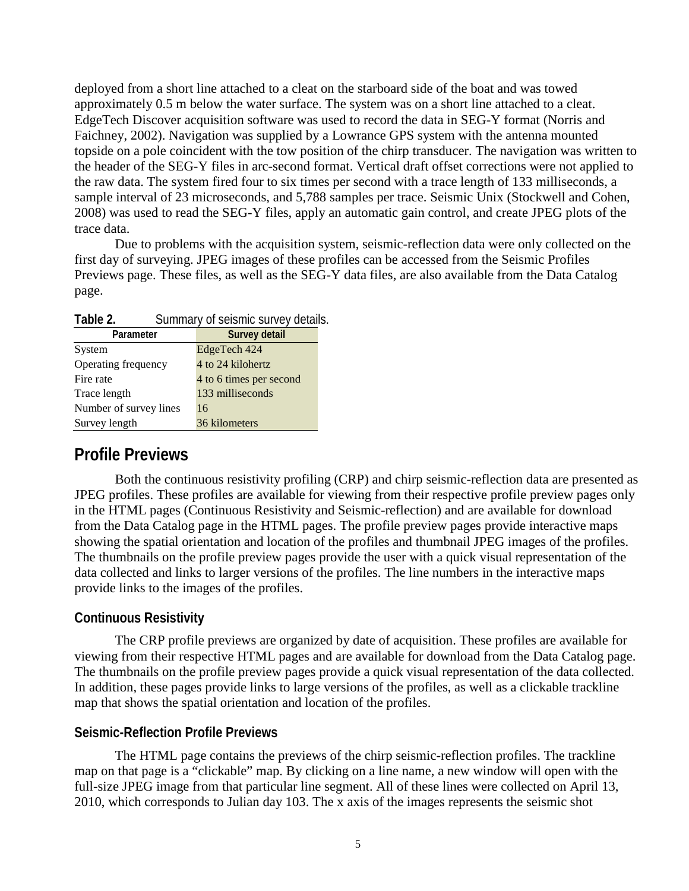deployed from a short line attached to a cleat on the starboard side of the boat and was towed approximately 0.5 m below the water surface. The system was on a short line attached to a cleat. EdgeTech Discover acquisition software was used to record the data in SEG-Y format (Norris and Faichney, 2002). Navigation was supplied by a Lowrance GPS system with the antenna mounted topside on a pole coincident with the tow position of the chirp transducer. The navigation was written to the header of the SEG-Y files in arc-second format. Vertical draft offset corrections were not applied to the raw data. The system fired four to six times per second with a trace length of 133 milliseconds, a sample interval of 23 microseconds, and 5,788 samples per trace. Seismic Unix (Stockwell and Cohen, 2008) was used to read the SEG-Y files, apply an automatic gain control, and create JPEG plots of the trace data.

Due to problems with the acquisition system, seismic-reflection data were only collected on the first day of surveying. JPEG images of these profiles can be accessed from the Seismic Profiles Previews page. These files, as well as the SEG-Y data files, are also available from the Data Catalog page.

**Table 2.** Summary of seismic survey details.

| Parameter | Survey detail |
|---|---|
| System | EdgeTech 424 |
| Operating frequency | 4 to 24 kilohertz |
| Fire rate | 4 to 6 times per second |
| Trace length | 133 milliseconds |
| Number of survey lines | 16 |
| Survey length | 36 kilometers |

## Profile Previews

Both the continuous resistivity profiling (CRP) and chirp seismic-reflection data are presented as JPEG profiles. These profiles are available for viewing from their respective profile preview pages only in the HTML pages (Continuous Resistivity and Seismic-reflection) and are available for download from the Data Catalog page in the HTML pages. The profile preview pages provide interactive maps showing the spatial orientation and location of the profiles and thumbnail JPEG images of the profiles. The thumbnails on the profile preview pages provide the user with a quick visual representation of the data collected and links to larger versions of the profiles. The line numbers in the interactive maps provide links to the images of the profiles.

### Continuous Resistivity

The CRP profile previews are organized by date of acquisition. These profiles are available for viewing from their respective HTML pages and are available for download from the Data Catalog page. The thumbnails on the profile preview pages provide a quick visual representation of the data collected. In addition, these pages provide links to large versions of the profiles, as well as a clickable trackline map that shows the spatial orientation and location of the profiles.

### Seismic-Reflection Profile Previews

The HTML page contains the previews of the chirp seismic-reflection profiles. The trackline map on that page is a "clickable" map. By clicking on a line name, a new window will open with the full-size JPEG image from that particular line segment. All of these lines were collected on April 13, 2010, which corresponds to Julian day 103. The x axis of the images represents the seismic shot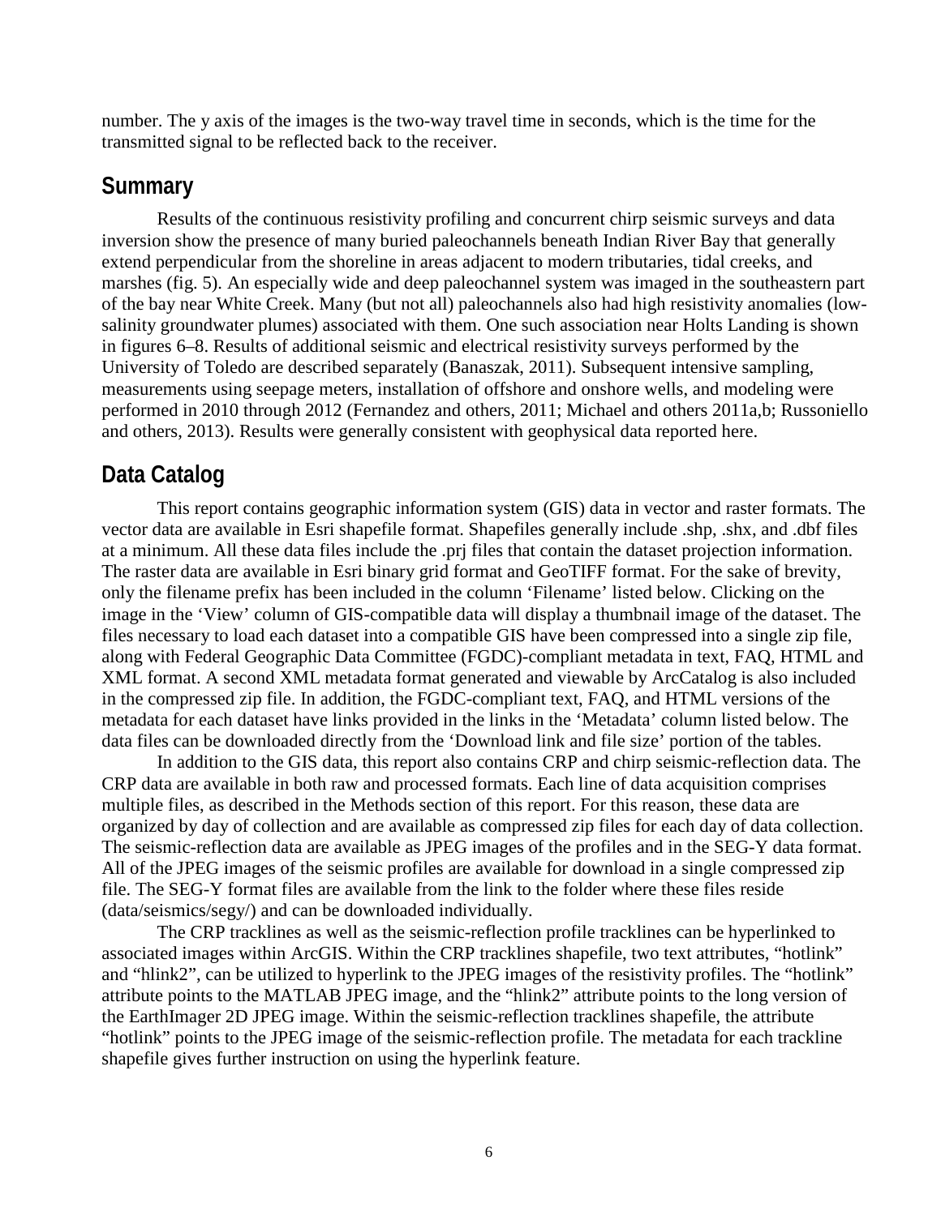number. The y axis of the images is the two-way travel time in seconds, which is the time for the transmitted signal to be reflected back to the receiver.

## Summary

Results of the continuous resistivity profiling and concurrent chirp seismic surveys and data inversion show the presence of many buried paleochannels beneath Indian River Bay that generally extend perpendicular from the shoreline in areas adjacent to modern tributaries, tidal creeks, and marshes (fig. 5). An especially wide and deep paleochannel system was imaged in the southeastern part of the bay near White Creek. Many (but not all) paleochannels also had high resistivity anomalies (low-salinity groundwater plumes) associated with them. One such association near Holts Landing is shown in figures 6–8. Results of additional seismic and electrical resistivity surveys performed by the University of Toledo are described separately (Banaszak, 2011). Subsequent intensive sampling, measurements using seepage meters, installation of offshore and onshore wells, and modeling were performed in 2010 through 2012 (Fernandez and others, 2011; Michael and others 2011a,b; Russoniello and others, 2013). Results were generally consistent with geophysical data reported here.

## Data Catalog

This report contains geographic information system (GIS) data in vector and raster formats. The vector data are available in Esri shapefile format. Shapefiles generally include .shp, .shx, and .dbf files at a minimum. All these data files include the .prj files that contain the dataset projection information. The raster data are available in Esri binary grid format and GeoTIFF format. For the sake of brevity, only the filename prefix has been included in the column 'Filename' listed below. Clicking on the image in the 'View' column of GIS-compatible data will display a thumbnail image of the dataset. The files necessary to load each dataset into a compatible GIS have been compressed into a single zip file, along with Federal Geographic Data Committee (FGDC)-compliant metadata in text, FAQ, HTML and XML format. A second XML metadata format generated and viewable by ArcCatalog is also included in the compressed zip file. In addition, the FGDC-compliant text, FAQ, and HTML versions of the metadata for each dataset have links provided in the links in the 'Metadata' column listed below. The data files can be downloaded directly from the 'Download link and file size' portion of the tables.

In addition to the GIS data, this report also contains CRP and chirp seismic-reflection data. The CRP data are available in both raw and processed formats. Each line of data acquisition comprises multiple files, as described in the Methods section of this report. For this reason, these data are organized by day of collection and are available as compressed zip files for each day of data collection. The seismic-reflection data are available as JPEG images of the profiles and in the SEG-Y data format. All of the JPEG images of the seismic profiles are available for download in a single compressed zip file. The SEG-Y format files are available from the link to the folder where these files reside (data/seismics/segy/) and can be downloaded individually.

The CRP tracklines as well as the seismic-reflection profile tracklines can be hyperlinked to associated images within ArcGIS. Within the CRP tracklines shapefile, two text attributes, "hotlink" and "hlink2", can be utilized to hyperlink to the JPEG images of the resistivity profiles. The "hotlink" attribute points to the MATLAB JPEG image, and the "hlink2" attribute points to the long version of the EarthImager 2D JPEG image. Within the seismic-reflection tracklines shapefile, the attribute "hotlink" points to the JPEG image of the seismic-reflection profile. The metadata for each trackline shapefile gives further instruction on using the hyperlink feature.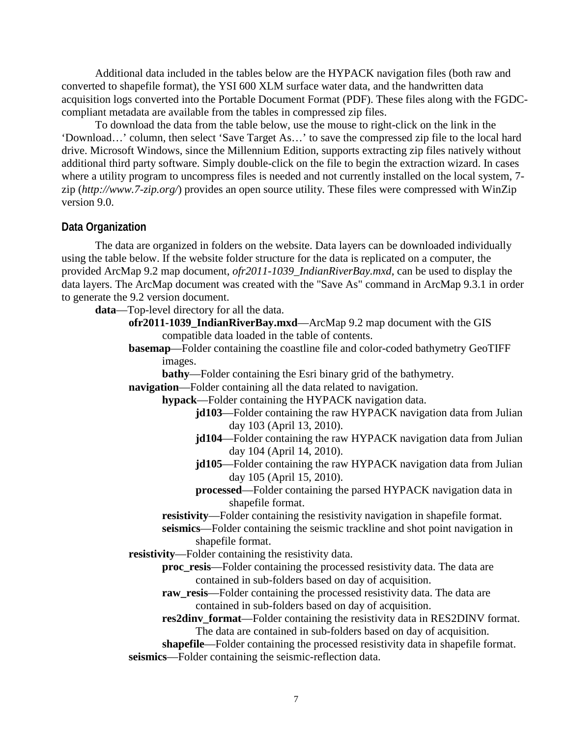Additional data included in the tables below are the HYPACK navigation files (both raw and converted to shapefile format), the YSI 600 XLM surface water data, and the handwritten data acquisition logs converted into the Portable Document Format (PDF). These files along with the FGDC-compliant metadata are available from the tables in compressed zip files.

To download the data from the table below, use the mouse to right-click on the link in the 'Download…' column, then select 'Save Target As…' to save the compressed zip file to the local hard drive. Microsoft Windows, since the Millennium Edition, supports extracting zip files natively without additional third party software. Simply double-click on the file to begin the extraction wizard. In cases where a utility program to uncompress files is needed and not currently installed on the local system, 7-zip (*http://www.7-zip.org/*) provides an open source utility. These files were compressed with WinZip version 9.0.

## Data Organization

The data are organized in folders on the website. Data layers can be downloaded individually using the table below. If the website folder structure for the data is replicated on a computer, the provided ArcMap 9.2 map document, *ofr2011-1039_IndianRiverBay.mxd*, can be used to display the data layers. The ArcMap document was created with the "Save As" command in ArcMap 9.3.1 in order to generate the 9.2 version document.

- **data**—Top-level directory for all the data.
  - **ofr2011-1039_IndianRiverBay.mxd**—ArcMap 9.2 map document with the GIS compatible data loaded in the table of contents.
  - **basemap**—Folder containing the coastline file and color-coded bathymetry GeoTIFF images.
    - **bathy**—Folder containing the Esri binary grid of the bathymetry.
  - **navigation**—Folder containing all the data related to navigation.
    - **hypack**—Folder containing the HYPACK navigation data.
      - **jd103**—Folder containing the raw HYPACK navigation data from Julian day 103 (April 13, 2010).
      - **jd104**—Folder containing the raw HYPACK navigation data from Julian day 104 (April 14, 2010).
      - **jd105**—Folder containing the raw HYPACK navigation data from Julian day 105 (April 15, 2010).
      - **processed**—Folder containing the parsed HYPACK navigation data in shapefile format.
    - **resistivity**—Folder containing the resistivity navigation in shapefile format.
    - **seismics**—Folder containing the seismic trackline and shot point navigation in shapefile format.
  - **resistivity**—Folder containing the resistivity data.
    - **proc_resis**—Folder containing the processed resistivity data. The data are contained in sub-folders based on day of acquisition.
    - **raw_resis**—Folder containing the processed resistivity data. The data are contained in sub-folders based on day of acquisition.
    - **res2dinv_format**—Folder containing the resistivity data in RES2DINV format. The data are contained in sub-folders based on day of acquisition.
    - **shapefile**—Folder containing the processed resistivity data in shapefile format.
  - **seismics**—Folder containing the seismic-reflection data.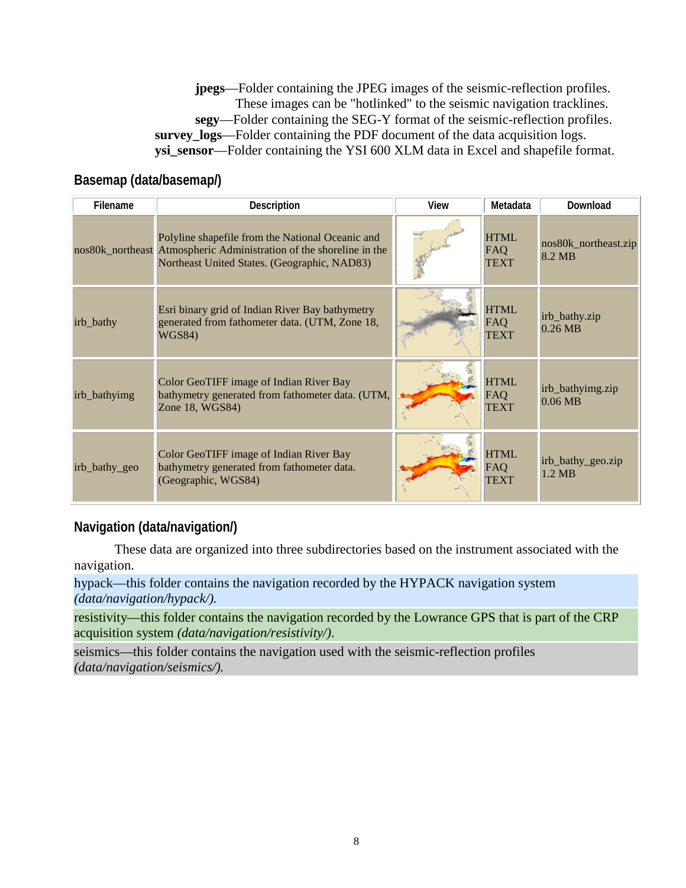**jpegs**—Folder containing the JPEG images of the seismic-reflection profiles. These images can be "hotlinked" to the seismic navigation tracklines.

**segy**—Folder containing the SEG-Y format of the seismic-reflection profiles.

**survey_logs**—Folder containing the PDF document of the data acquisition logs.

**ysi_sensor**—Folder containing the YSI 600 XLM data in Excel and shapefile format.

## Basemap (data/basemap/)

| Filename | Description | View | Metadata | Download |
| --- | --- | --- | --- | --- |
| nos80k_northeast | Polyline shapefile from the National Oceanic and Atmospheric Administration of the shoreline in the Northeast United States. (Geographic, NAD83) | | HTML FAQ TEXT | nos80k_northeast.zip 8.2 MB |
| irb_bathy | Esri binary grid of Indian River Bay bathymetry generated from fathometer data. (UTM, Zone 18, WGS84) | | HTML FAQ TEXT | irb_bathy.zip 0.26 MB |
| irb_bathyimg | Color GeoTIFF image of Indian River Bay bathymetry generated from fathometer data. (UTM, Zone 18, WGS84) | | HTML FAQ TEXT | irb_bathyimg.zip 0.06 MB |
| irb_bathy_geo | Color GeoTIFF image of Indian River Bay bathymetry generated from fathometer data. (Geographic, WGS84) | | HTML FAQ TEXT | irb_bathy_geo.zip 1.2 MB |

## Navigation (data/navigation/)

These data are organized into three subdirectories based on the instrument associated with the navigation.

hypack—this folder contains the navigation recorded by the HYPACK navigation system *(data/navigation/hypack/).*

resistivity—this folder contains the navigation recorded by the Lowrance GPS that is part of the CRP acquisition system *(data/navigation/resistivity/).*

seismics—this folder contains the navigation used with the seismic-reflection profiles *(data/navigation/seismics/).*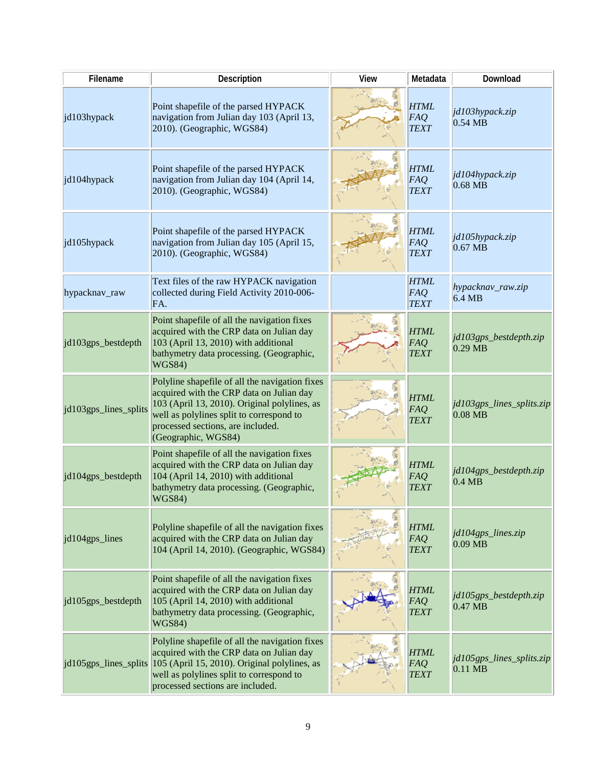| Filename | Description | View | Metadata | Download |
| --- | --- | --- | --- | --- |
| jd103hypack | Point shapefile of the parsed HYPACK navigation from Julian day 103 (April 13, 2010). (Geographic, WGS84) | | *HTML* *FAQ* *TEXT* | *jd103hypack.zip* 0.54 MB |
| jd104hypack | Point shapefile of the parsed HYPACK navigation from Julian day 104 (April 14, 2010). (Geographic, WGS84) | | *HTML* *FAQ* *TEXT* | *jd104hypack.zip* 0.68 MB |
| jd105hypack | Point shapefile of the parsed HYPACK navigation from Julian day 105 (April 15, 2010). (Geographic, WGS84) | | *HTML* *FAQ* *TEXT* | *jd105hypack.zip* 0.67 MB |
| hypacknav_raw | Text files of the raw HYPACK navigation collected during Field Activity 2010-006-FA. | | *HTML* *FAQ* *TEXT* | *hypacknav_raw.zip* 6.4 MB |
| jd103gps_bestdepth | Point shapefile of all the navigation fixes acquired with the CRP data on Julian day 103 (April 13, 2010) with additional bathymetry data processing. (Geographic, WGS84) | | *HTML* *FAQ* *TEXT* | *jd103gps_bestdepth.zip* 0.29 MB |
| jd103gps_lines_splits | Polyline shapefile of all the navigation fixes acquired with the CRP data on Julian day 103 (April 13, 2010). Original polylines, as well as polylines split to correspond to processed sections, are included. (Geographic, WGS84) | | *HTML* *FAQ* *TEXT* | *jd103gps_lines_splits.zip* 0.08 MB |
| jd104gps_bestdepth | Point shapefile of all the navigation fixes acquired with the CRP data on Julian day 104 (April 14, 2010) with additional bathymetry data processing. (Geographic, WGS84) | | *HTML* *FAQ* *TEXT* | *jd104gps_bestdepth.zip* 0.4 MB |
| jd104gps_lines | Polyline shapefile of all the navigation fixes acquired with the CRP data on Julian day 104 (April 14, 2010). (Geographic, WGS84) | | *HTML* *FAQ* *TEXT* | *jd104gps_lines.zip* 0.09 MB |
| jd105gps_bestdepth | Point shapefile of all the navigation fixes acquired with the CRP data on Julian day 105 (April 14, 2010) with additional bathymetry data processing. (Geographic, WGS84) | | *HTML* *FAQ* *TEXT* | *jd105gps_bestdepth.zip* 0.47 MB |
| jd105gps_lines_splits | Polyline shapefile of all the navigation fixes acquired with the CRP data on Julian day 105 (April 15, 2010). Original polylines, as well as polylines split to correspond to processed sections are included. | | *HTML* *FAQ* *TEXT* | *jd105gps_lines_splits.zip* 0.11 MB |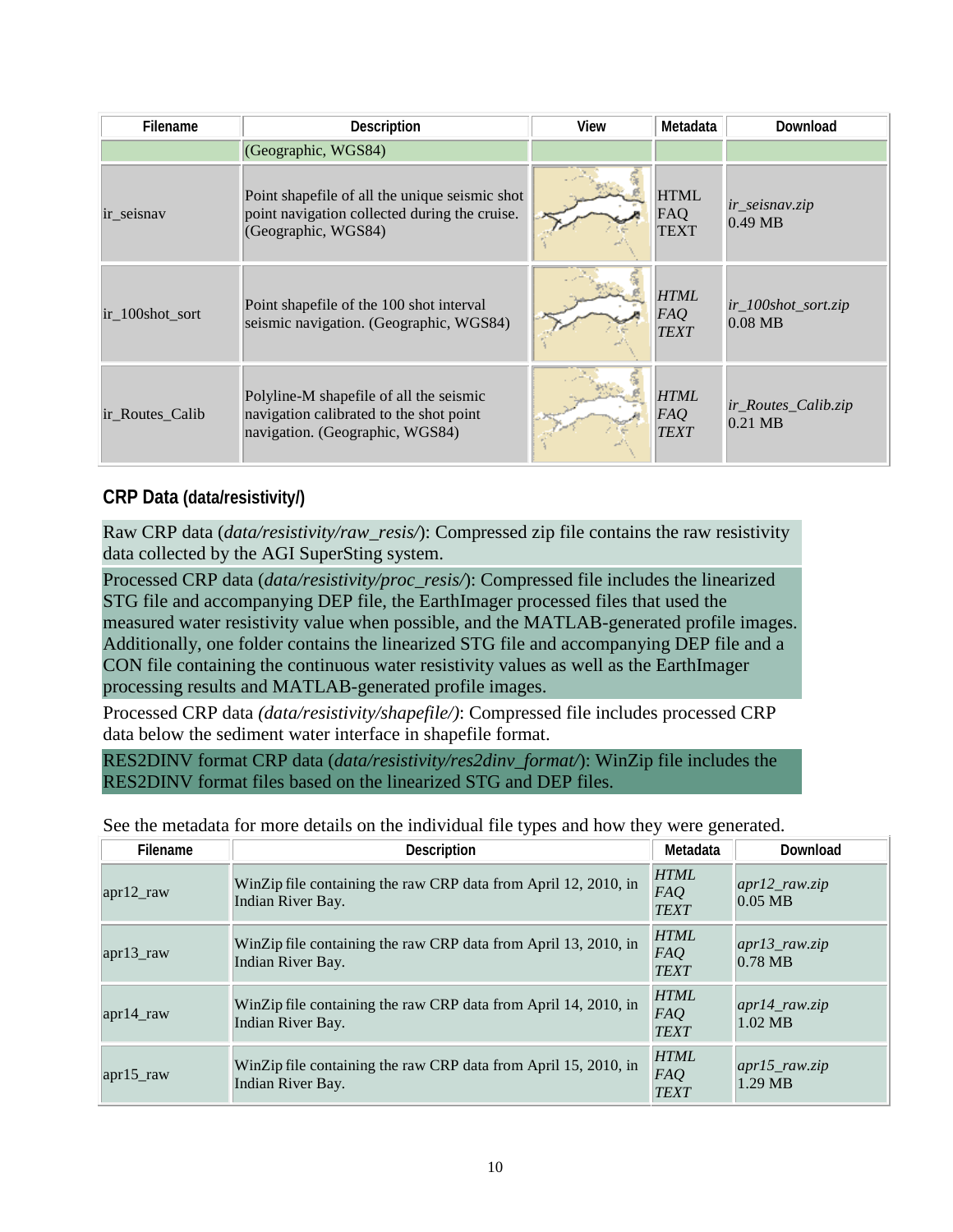| Filename | Description | View | Metadata | Download |
|---|---|---|---|---|
| | (Geographic, WGS84) | | | |
| ir_seisnav | Point shapefile of all the unique seismic shot point navigation collected during the cruise. (Geographic, WGS84) | | HTML FAQ TEXT | *ir_seisnav.zip* 0.49 MB |
| ir_100shot_sort | Point shapefile of the 100 shot interval seismic navigation. (Geographic, WGS84) | | *HTML FAQ TEXT* | *ir_100shot_sort.zip* 0.08 MB |
| ir_Routes_Calib | Polyline-M shapefile of all the seismic navigation calibrated to the shot point navigation. (Geographic, WGS84) | | *HTML FAQ TEXT* | *ir_Routes_Calib.zip* 0.21 MB |

### CRP Data (data/resistivity/)

Raw CRP data (*data/resistivity/raw_resis/*): Compressed zip file contains the raw resistivity data collected by the AGI SuperSting system.

Processed CRP data (*data/resistivity/proc_resis/*): Compressed file includes the linearized STG file and accompanying DEP file, the EarthImager processed files that used the measured water resistivity value when possible, and the MATLAB-generated profile images. Additionally, one folder contains the linearized STG file and accompanying DEP file and a CON file containing the continuous water resistivity values as well as the EarthImager processing results and MATLAB-generated profile images.

Processed CRP data *(data/resistivity/shapefile/)*: Compressed file includes processed CRP data below the sediment water interface in shapefile format.

RES2DINV format CRP data (*data/resistivity/res2dinv_format/*): WinZip file includes the RES2DINV format files based on the linearized STG and DEP files.

See the metadata for more details on the individual file types and how they were generated.

| Filename | Description | Metadata | Download |
|---|---|---|---|
| apr12_raw | WinZip file containing the raw CRP data from April 12, 2010, in Indian River Bay. | *HTML FAQ TEXT* | *apr12_raw.zip* 0.05 MB |
| apr13_raw | WinZip file containing the raw CRP data from April 13, 2010, in Indian River Bay. | *HTML FAQ TEXT* | *apr13_raw.zip* 0.78 MB |
| apr14_raw | WinZip file containing the raw CRP data from April 14, 2010, in Indian River Bay. | *HTML FAQ TEXT* | *apr14_raw.zip* 1.02 MB |
| apr15_raw | WinZip file containing the raw CRP data from April 15, 2010, in Indian River Bay. | *HTML FAQ TEXT* | *apr15_raw.zip* 1.29 MB |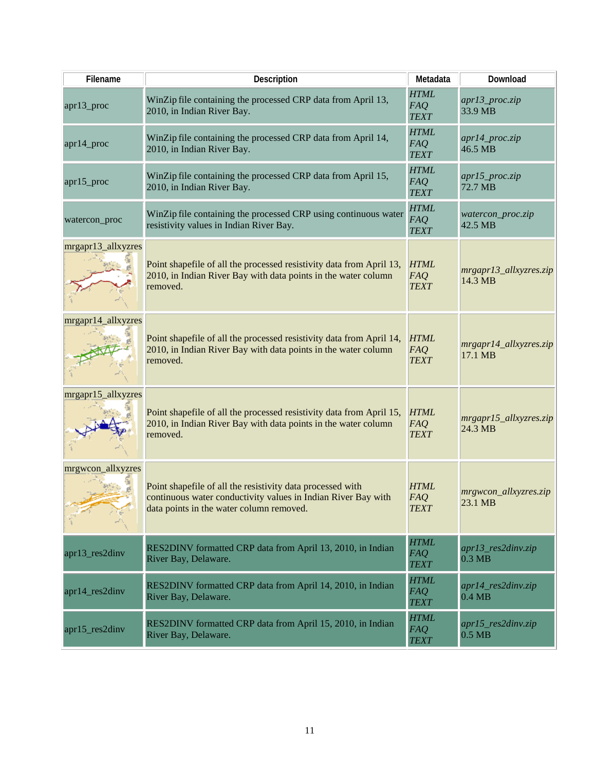| Filename | Description | Metadata | Download |
|---|---|---|---|
| apr13_proc | WinZip file containing the processed CRP data from April 13, 2010, in Indian River Bay. | *HTML* *FAQ* *TEXT* | *apr13_proc.zip* 33.9 MB |
| apr14_proc | WinZip file containing the processed CRP data from April 14, 2010, in Indian River Bay. | *HTML* *FAQ* *TEXT* | *apr14_proc.zip* 46.5 MB |
| apr15_proc | WinZip file containing the processed CRP data from April 15, 2010, in Indian River Bay. | *HTML* *FAQ* *TEXT* | *apr15_proc.zip* 72.7 MB |
| watercon_proc | WinZip file containing the processed CRP using continuous water resistivity values in Indian River Bay. | *HTML* *FAQ* *TEXT* | *watercon_proc.zip* 42.5 MB |
| mrgapr13_allxyzres | Point shapefile of all the processed resistivity data from April 13, 2010, in Indian River Bay with data points in the water column removed. | *HTML* *FAQ* *TEXT* | *mrgapr13_allxyzres.zip* 14.3 MB |
| mrgapr14_allxyzres | Point shapefile of all the processed resistivity data from April 14, 2010, in Indian River Bay with data points in the water column removed. | *HTML* *FAQ* *TEXT* | *mrgapr14_allxyzres.zip* 17.1 MB |
| mrgapr15_allxyzres | Point shapefile of all the processed resistivity data from April 15, 2010, in Indian River Bay with data points in the water column removed. | *HTML* *FAQ* *TEXT* | *mrgapr15_allxyzres.zip* 24.3 MB |
| mrgwcon_allxyzres | Point shapefile of all the resistivity data processed with continuous water conductivity values in Indian River Bay with data points in the water column removed. | *HTML* *FAQ* *TEXT* | *mrgwcon_allxyzres.zip* 23.1 MB |
| apr13_res2dinv | RES2DINV formatted CRP data from April 13, 2010, in Indian River Bay, Delaware. | *HTML* *FAQ* *TEXT* | *apr13_res2dinv.zip* 0.3 MB |
| apr14_res2dinv | RES2DINV formatted CRP data from April 14, 2010, in Indian River Bay, Delaware. | *HTML* *FAQ* *TEXT* | *apr14_res2dinv.zip* 0.4 MB |
| apr15_res2dinv | RES2DINV formatted CRP data from April 15, 2010, in Indian River Bay, Delaware. | *HTML* *FAQ* *TEXT* | *apr15_res2dinv.zip* 0.5 MB |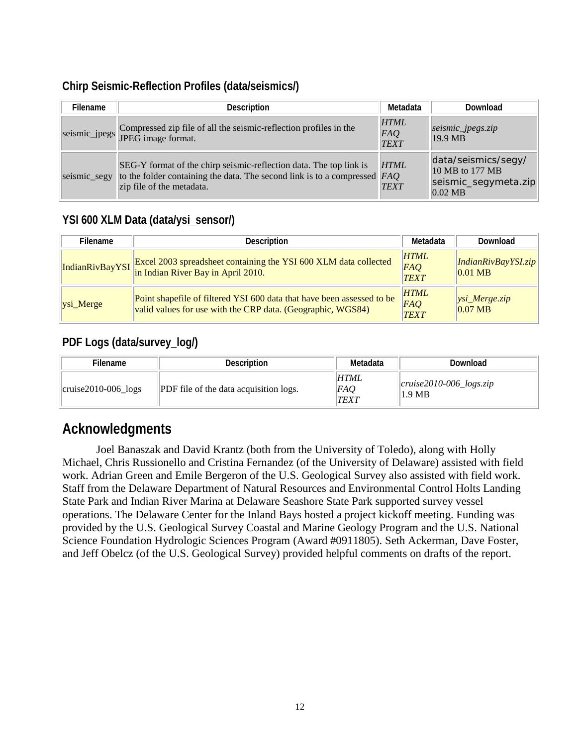### Chirp Seismic-Reflection Profiles (data/seismics/)

| Filename | Description | Metadata | Download |
|---|---|---|---|
| seismic_jpegs | Compressed zip file of all the seismic-reflection profiles in the JPEG image format. | *HTML* *FAQ* *TEXT* | *seismic_jpegs.zip* 19.9 MB |
| seismic_segy | SEG-Y format of the chirp seismic-reflection data. The top link is to the folder containing the data. The second link is to a compressed zip file of the metadata. | *HTML* *FAQ* *TEXT* | data/seismics/segy/ 10 MB to 177 MB seismic_segymeta.zip 0.02 MB |

### YSI 600 XLM Data (data/ysi_sensor/)

| Filename | Description | Metadata | Download |
|---|---|---|---|
| IndianRivBayYSI | Excel 2003 spreadsheet containing the YSI 600 XLM data collected in Indian River Bay in April 2010. | *HTML* *FAQ* *TEXT* | *IndianRivBayYSI.zip* 0.01 MB |
| ysi_Merge | Point shapefile of filtered YSI 600 data that have been assessed to be valid values for use with the CRP data. (Geographic, WGS84) | *HTML* *FAQ* *TEXT* | *ysi_Merge.zip* 0.07 MB |

### PDF Logs (data/survey_log/)

| Filename | Description | Metadata | Download |
|---|---|---|---|
| cruise2010-006_logs | PDF file of the data acquisition logs. | *HTML* *FAQ* *TEXT* | *cruise2010-006_logs.zip* 1.9 MB |

## Acknowledgments

Joel Banaszak and David Krantz (both from the University of Toledo), along with Holly Michael, Chris Russionello and Cristina Fernandez (of the University of Delaware) assisted with field work. Adrian Green and Emile Bergeron of the U.S. Geological Survey also assisted with field work. Staff from the Delaware Department of Natural Resources and Environmental Control Holts Landing State Park and Indian River Marina at Delaware Seashore State Park supported survey vessel operations. The Delaware Center for the Inland Bays hosted a project kickoff meeting. Funding was provided by the U.S. Geological Survey Coastal and Marine Geology Program and the U.S. National Science Foundation Hydrologic Sciences Program (Award #0911805). Seth Ackerman, Dave Foster, and Jeff Obelcz (of the U.S. Geological Survey) provided helpful comments on drafts of the report.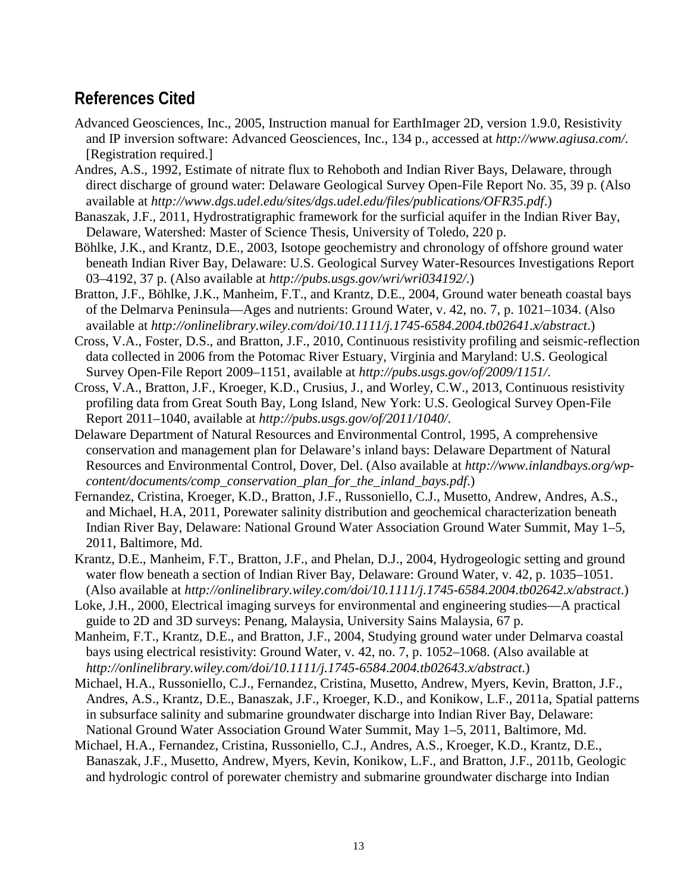## References Cited

Advanced Geosciences, Inc., 2005, Instruction manual for EarthImager 2D, version 1.9.0, Resistivity and IP inversion software: Advanced Geosciences, Inc., 134 p., accessed at *http://www.agiusa.com/*. [Registration required.]

Andres, A.S., 1992, Estimate of nitrate flux to Rehoboth and Indian River Bays, Delaware, through direct discharge of ground water: Delaware Geological Survey Open-File Report No. 35, 39 p. (Also available at *http://www.dgs.udel.edu/sites/dgs.udel.edu/files/publications/OFR35.pdf*.)

Banaszak, J.F., 2011, Hydrostratigraphic framework for the surficial aquifer in the Indian River Bay, Delaware, Watershed: Master of Science Thesis, University of Toledo, 220 p.

Böhlke, J.K., and Krantz, D.E., 2003, Isotope geochemistry and chronology of offshore ground water beneath Indian River Bay, Delaware: U.S. Geological Survey Water-Resources Investigations Report 03–4192, 37 p. (Also available at *http://pubs.usgs.gov/wri/wri034192/*.)

Bratton, J.F., Böhlke, J.K., Manheim, F.T., and Krantz, D.E., 2004, Ground water beneath coastal bays of the Delmarva Peninsula—Ages and nutrients: Ground Water, v. 42, no. 7, p. 1021–1034. (Also available at *http://onlinelibrary.wiley.com/doi/10.1111/j.1745-6584.2004.tb02641.x/abstract*.)

Cross, V.A., Foster, D.S., and Bratton, J.F., 2010, Continuous resistivity profiling and seismic-reflection data collected in 2006 from the Potomac River Estuary, Virginia and Maryland: U.S. Geological Survey Open-File Report 2009–1151, available at *http://pubs.usgs.gov/of/2009/1151/*.

Cross, V.A., Bratton, J.F., Kroeger, K.D., Crusius, J., and Worley, C.W., 2013, Continuous resistivity profiling data from Great South Bay, Long Island, New York: U.S. Geological Survey Open-File Report 2011–1040, available at *http://pubs.usgs.gov/of/2011/1040/*.

Delaware Department of Natural Resources and Environmental Control, 1995, A comprehensive conservation and management plan for Delaware's inland bays: Delaware Department of Natural Resources and Environmental Control, Dover, Del. (Also available at *http://www.inlandbays.org/wp-content/documents/comp_conservation_plan_for_the_inland_bays.pdf*.)

Fernandez, Cristina, Kroeger, K.D., Bratton, J.F., Russoniello, C.J., Musetto, Andrew, Andres, A.S., and Michael, H.A, 2011, Porewater salinity distribution and geochemical characterization beneath Indian River Bay, Delaware: National Ground Water Association Ground Water Summit, May 1–5, 2011, Baltimore, Md.

Krantz, D.E., Manheim, F.T., Bratton, J.F., and Phelan, D.J., 2004, Hydrogeologic setting and ground water flow beneath a section of Indian River Bay, Delaware: Ground Water, v. 42, p. 1035–1051. (Also available at *http://onlinelibrary.wiley.com/doi/10.1111/j.1745-6584.2004.tb02642.x/abstract*.)

Loke, J.H., 2000, Electrical imaging surveys for environmental and engineering studies—A practical guide to 2D and 3D surveys: Penang, Malaysia, University Sains Malaysia, 67 p.

Manheim, F.T., Krantz, D.E., and Bratton, J.F., 2004, Studying ground water under Delmarva coastal bays using electrical resistivity: Ground Water, v. 42, no. 7, p. 1052–1068. (Also available at *http://onlinelibrary.wiley.com/doi/10.1111/j.1745-6584.2004.tb02643.x/abstract*.)

Michael, H.A., Russoniello, C.J., Fernandez, Cristina, Musetto, Andrew, Myers, Kevin, Bratton, J.F., Andres, A.S., Krantz, D.E., Banaszak, J.F., Kroeger, K.D., and Konikow, L.F., 2011a, Spatial patterns in subsurface salinity and submarine groundwater discharge into Indian River Bay, Delaware: National Ground Water Association Ground Water Summit, May 1–5, 2011, Baltimore, Md.

Michael, H.A., Fernandez, Cristina, Russoniello, C.J., Andres, A.S., Kroeger, K.D., Krantz, D.E., Banaszak, J.F., Musetto, Andrew, Myers, Kevin, Konikow, L.F., and Bratton, J.F., 2011b, Geologic and hydrologic control of porewater chemistry and submarine groundwater discharge into Indian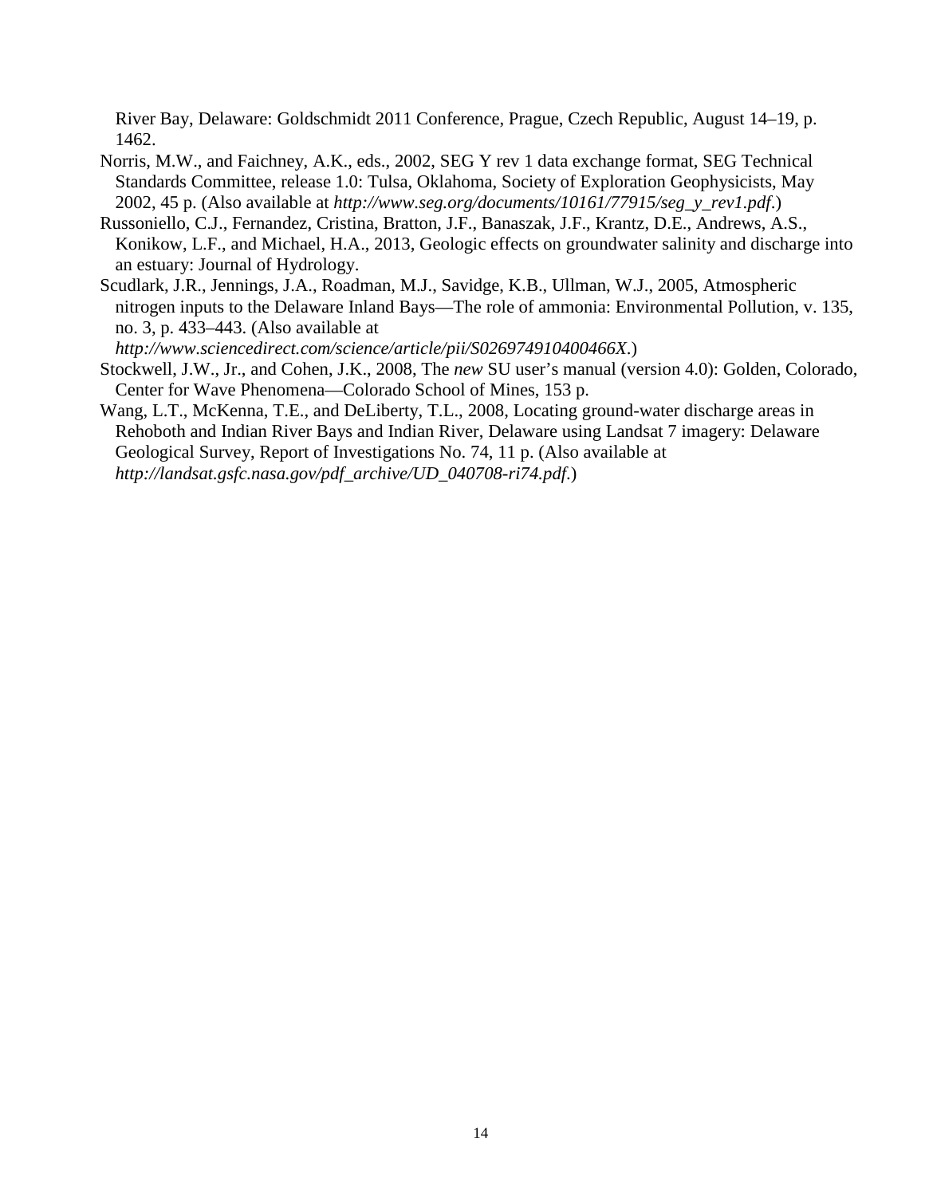River Bay, Delaware: Goldschmidt 2011 Conference, Prague, Czech Republic, August 14–19, p. 1462.

Norris, M.W., and Faichney, A.K., eds., 2002, SEG Y rev 1 data exchange format, SEG Technical Standards Committee, release 1.0: Tulsa, Oklahoma, Society of Exploration Geophysicists, May 2002, 45 p. (Also available at *http://www.seg.org/documents/10161/77915/seg_y_rev1.pdf*.)

Russoniello, C.J., Fernandez, Cristina, Bratton, J.F., Banaszak, J.F., Krantz, D.E., Andrews, A.S., Konikow, L.F., and Michael, H.A., 2013, Geologic effects on groundwater salinity and discharge into an estuary: Journal of Hydrology.

Scudlark, J.R., Jennings, J.A., Roadman, M.J., Savidge, K.B., Ullman, W.J., 2005, Atmospheric nitrogen inputs to the Delaware Inland Bays—The role of ammonia: Environmental Pollution, v. 135, no. 3, p. 433–443. (Also available at *http://www.sciencedirect.com/science/article/pii/S026974910400466X*.)

Stockwell, J.W., Jr., and Cohen, J.K., 2008, The *new* SU user's manual (version 4.0): Golden, Colorado, Center for Wave Phenomena—Colorado School of Mines, 153 p.

Wang, L.T., McKenna, T.E., and DeLiberty, T.L., 2008, Locating ground-water discharge areas in Rehoboth and Indian River Bays and Indian River, Delaware using Landsat 7 imagery: Delaware Geological Survey, Report of Investigations No. 74, 11 p. (Also available at *http://landsat.gsfc.nasa.gov/pdf_archive/UD_040708-ri74.pdf*.)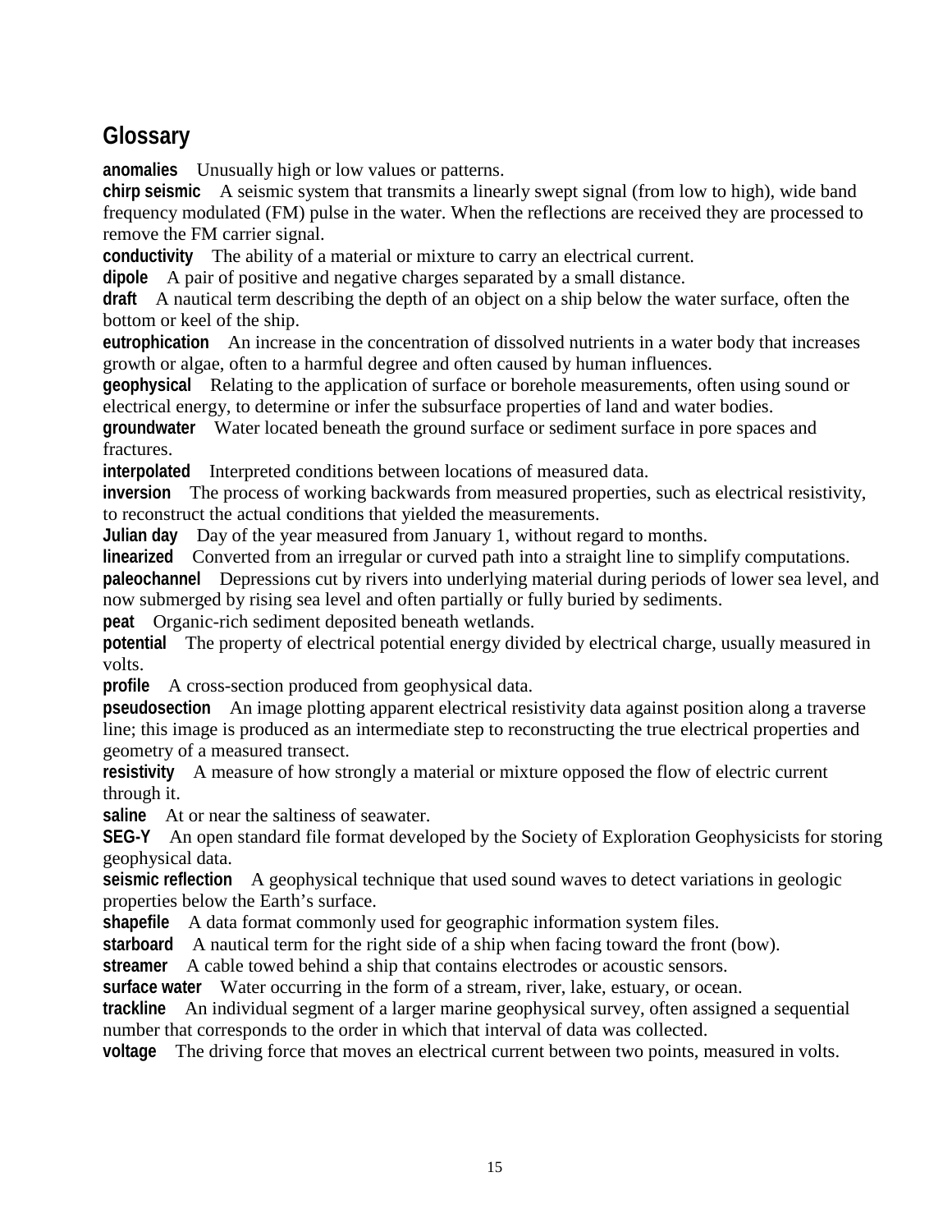## Glossary

**anomalies** Unusually high or low values or patterns.

**chirp seismic** A seismic system that transmits a linearly swept signal (from low to high), wide band frequency modulated (FM) pulse in the water. When the reflections are received they are processed to remove the FM carrier signal.

**conductivity** The ability of a material or mixture to carry an electrical current.

**dipole** A pair of positive and negative charges separated by a small distance.

**draft** A nautical term describing the depth of an object on a ship below the water surface, often the bottom or keel of the ship.

**eutrophication** An increase in the concentration of dissolved nutrients in a water body that increases growth or algae, often to a harmful degree and often caused by human influences.

**geophysical** Relating to the application of surface or borehole measurements, often using sound or electrical energy, to determine or infer the subsurface properties of land and water bodies.

**groundwater** Water located beneath the ground surface or sediment surface in pore spaces and fractures.

**interpolated** Interpreted conditions between locations of measured data.

**inversion** The process of working backwards from measured properties, such as electrical resistivity, to reconstruct the actual conditions that yielded the measurements.

**Julian day** Day of the year measured from January 1, without regard to months.

**linearized** Converted from an irregular or curved path into a straight line to simplify computations.

**paleochannel** Depressions cut by rivers into underlying material during periods of lower sea level, and now submerged by rising sea level and often partially or fully buried by sediments.

**peat** Organic-rich sediment deposited beneath wetlands.

**potential** The property of electrical potential energy divided by electrical charge, usually measured in volts.

**profile** A cross-section produced from geophysical data.

**pseudosection** An image plotting apparent electrical resistivity data against position along a traverse line; this image is produced as an intermediate step to reconstructing the true electrical properties and geometry of a measured transect.

**resistivity** A measure of how strongly a material or mixture opposed the flow of electric current through it.

**saline** At or near the saltiness of seawater.

**SEG-Y** An open standard file format developed by the Society of Exploration Geophysicists for storing geophysical data.

**seismic reflection** A geophysical technique that used sound waves to detect variations in geologic properties below the Earth's surface.

**shapefile** A data format commonly used for geographic information system files.

**starboard** A nautical term for the right side of a ship when facing toward the front (bow).

**streamer** A cable towed behind a ship that contains electrodes or acoustic sensors.

**surface water** Water occurring in the form of a stream, river, lake, estuary, or ocean.

**trackline** An individual segment of a larger marine geophysical survey, often assigned a sequential number that corresponds to the order in which that interval of data was collected.

**voltage** The driving force that moves an electrical current between two points, measured in volts.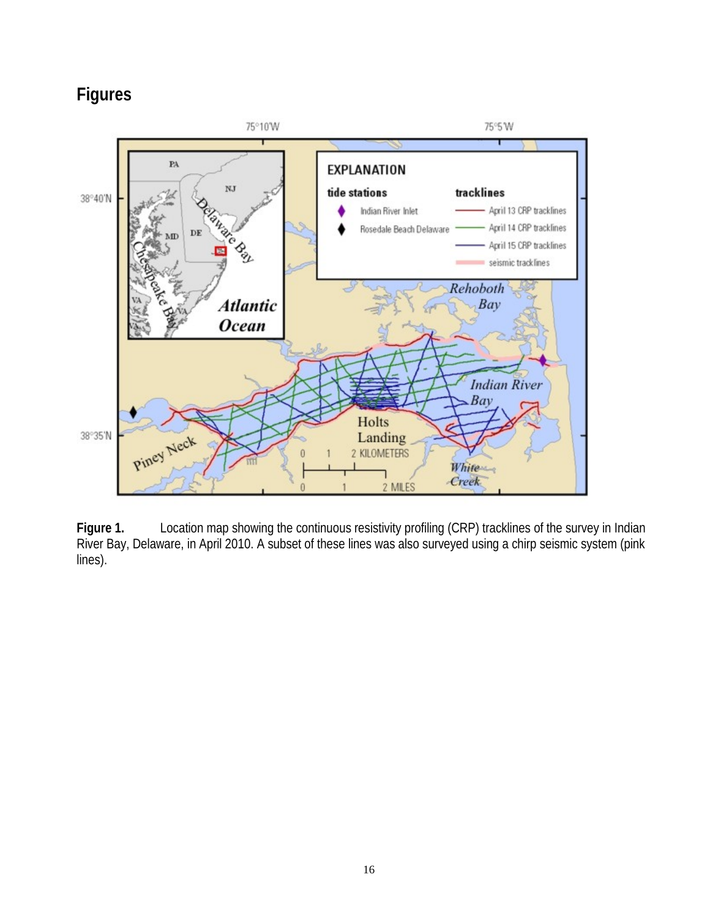## Figures

**Figure 1.** Location map showing the continuous resistivity profiling (CRP) tracklines of the survey in Indian River Bay, Delaware, in April 2010. A subset of these lines was also surveyed using a chirp seismic system (pink lines).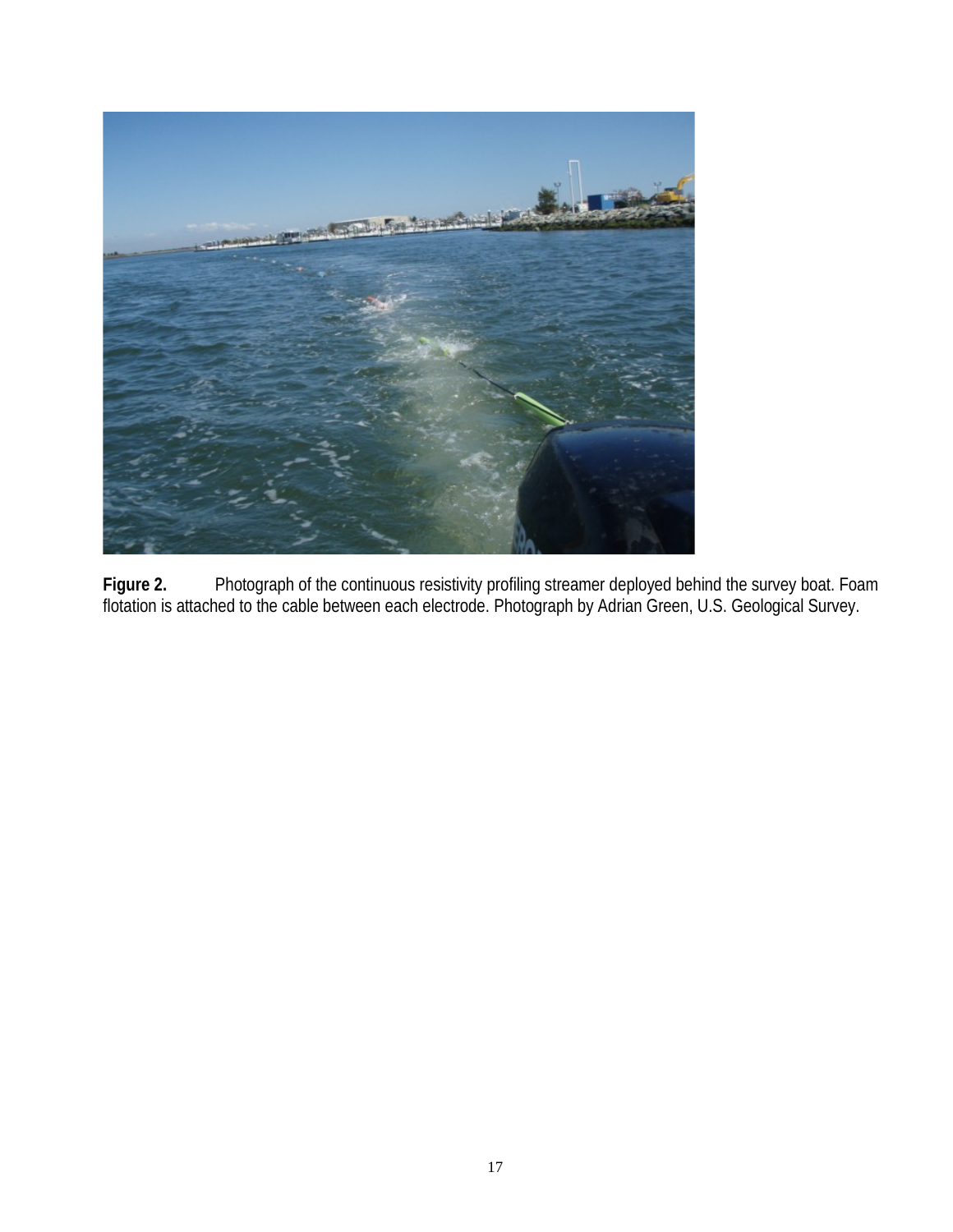**Figure 2.** Photograph of the continuous resistivity profiling streamer deployed behind the survey boat. Foam flotation is attached to the cable between each electrode. Photograph by Adrian Green, U.S. Geological Survey.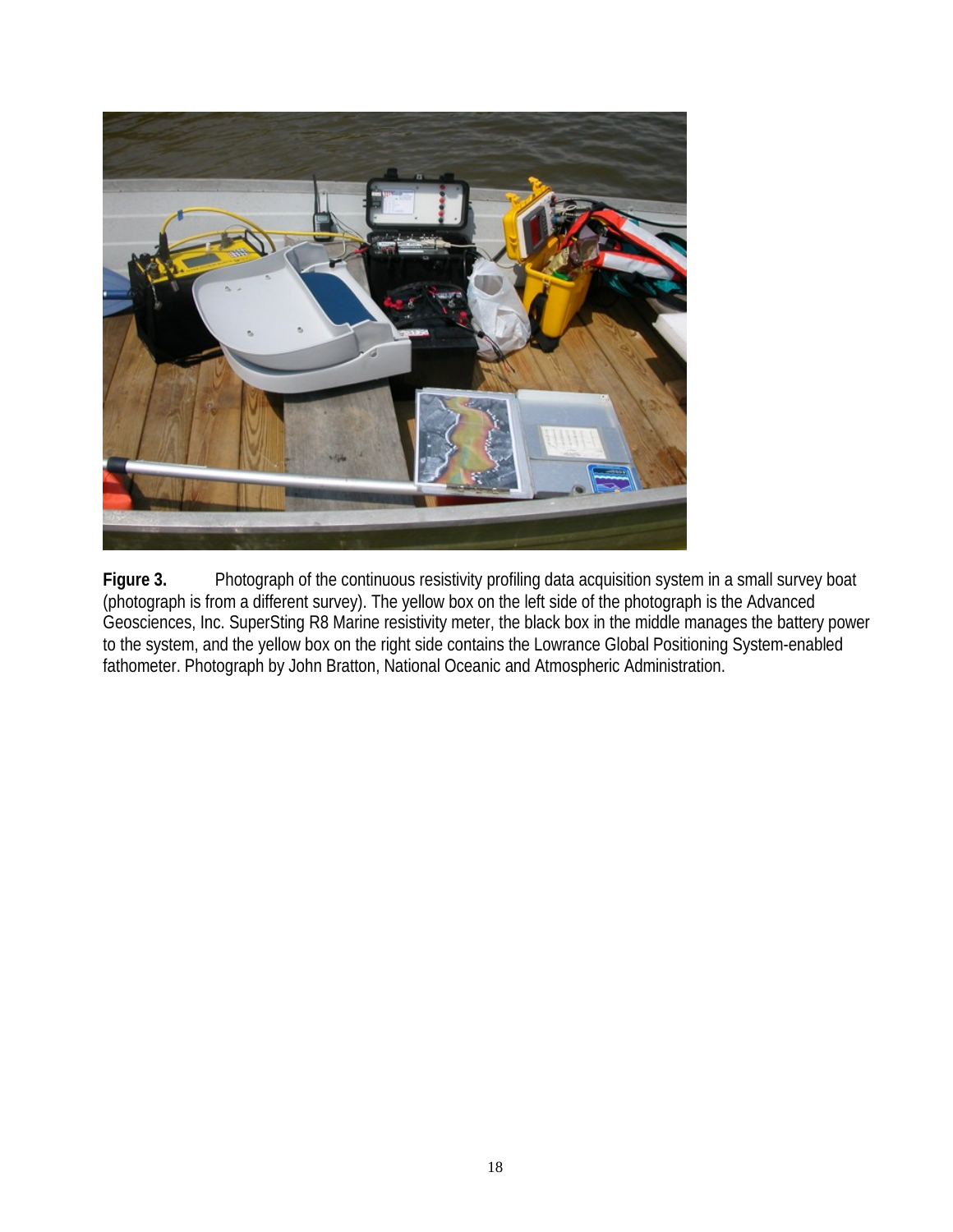**Figure 3.** Photograph of the continuous resistivity profiling data acquisition system in a small survey boat (photograph is from a different survey). The yellow box on the left side of the photograph is the Advanced Geosciences, Inc. SuperSting R8 Marine resistivity meter, the black box in the middle manages the battery power to the system, and the yellow box on the right side contains the Lowrance Global Positioning System-enabled fathometer. Photograph by John Bratton, National Oceanic and Atmospheric Administration.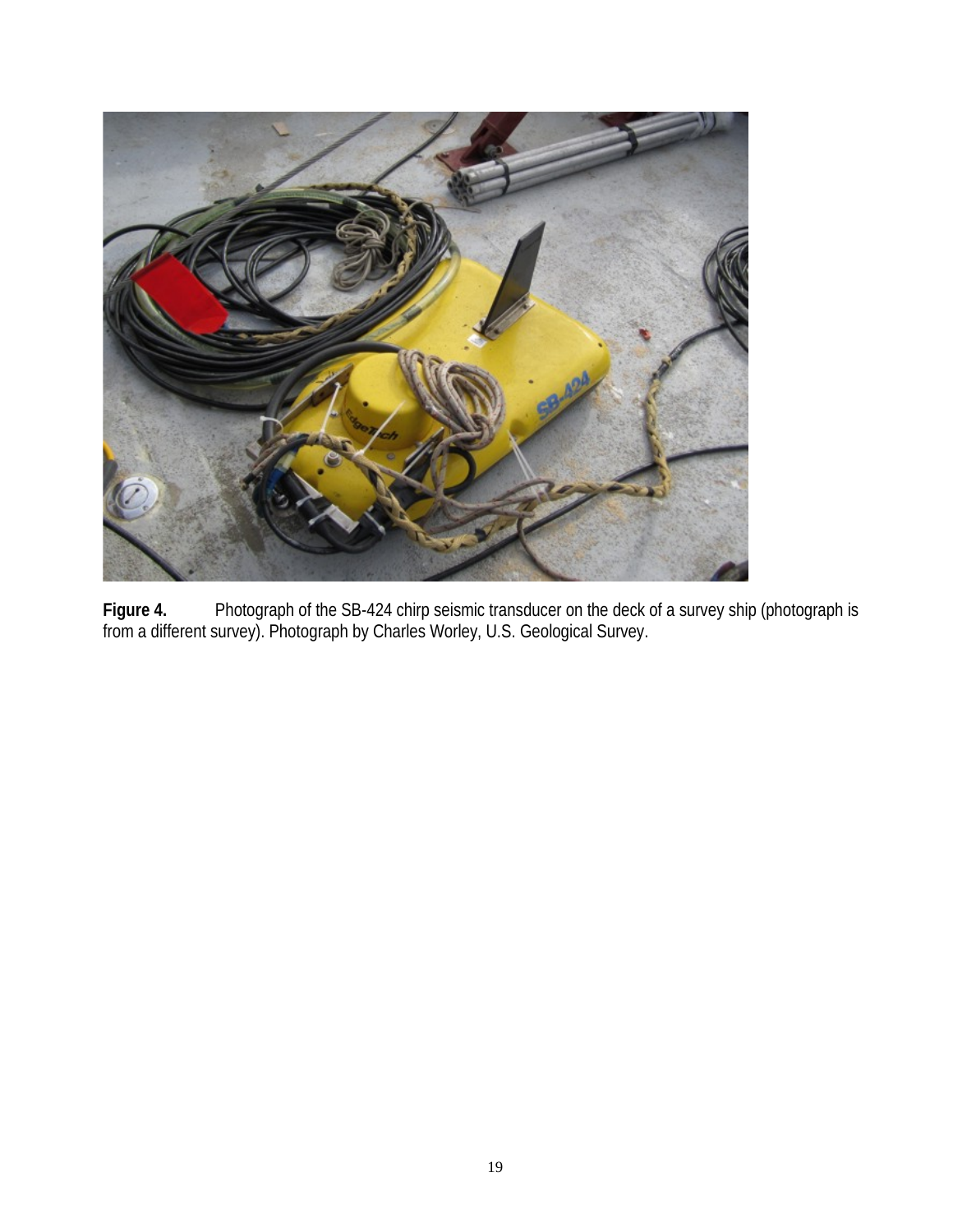**Figure 4.** Photograph of the SB-424 chirp seismic transducer on the deck of a survey ship (photograph is from a different survey). Photograph by Charles Worley, U.S. Geological Survey.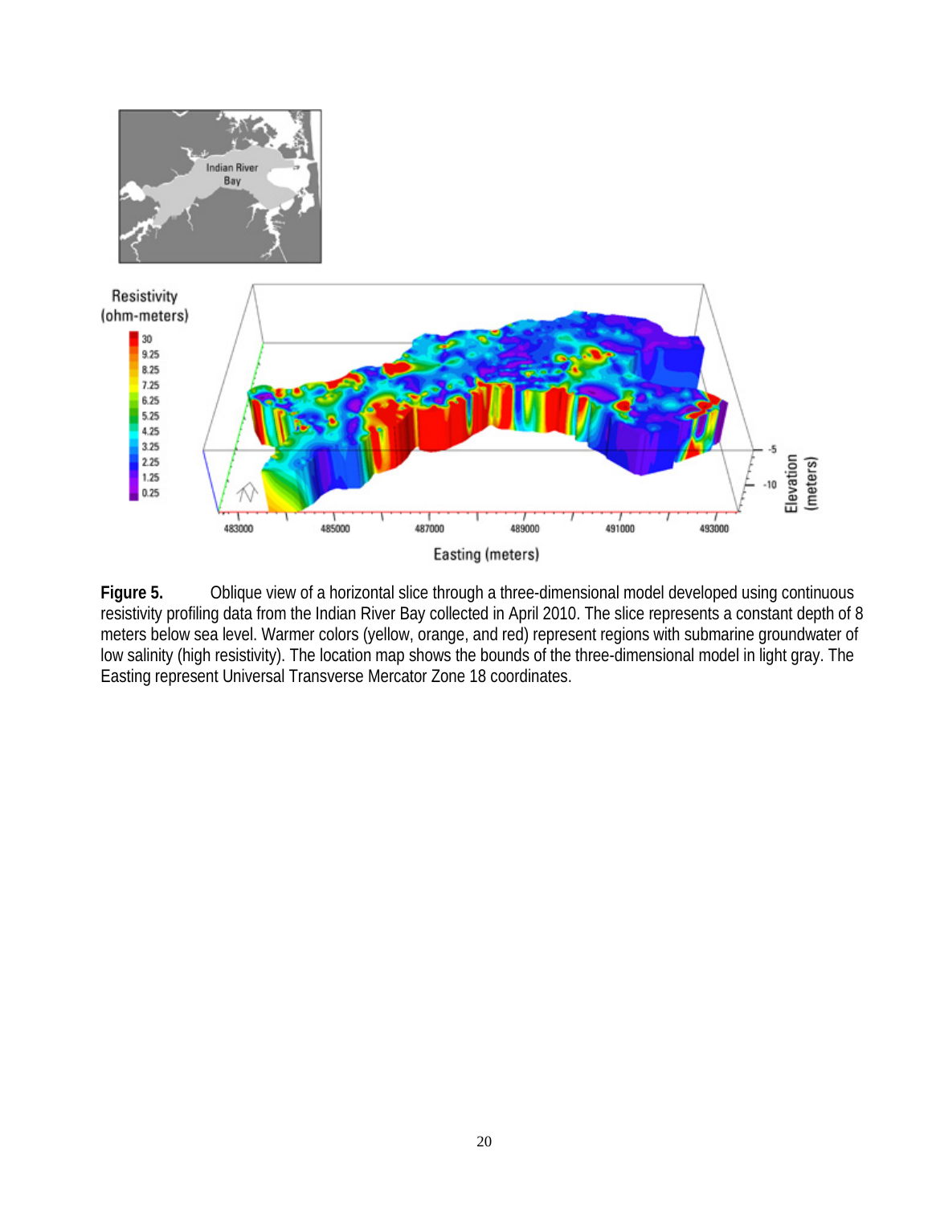**Figure 5.** Oblique view of a horizontal slice through a three-dimensional model developed using continuous resistivity profiling data from the Indian River Bay collected in April 2010. The slice represents a constant depth of 8 meters below sea level. Warmer colors (yellow, orange, and red) represent regions with submarine groundwater of low salinity (high resistivity). The location map shows the bounds of the three-dimensional model in light gray. The Easting represent Universal Transverse Mercator Zone 18 coordinates.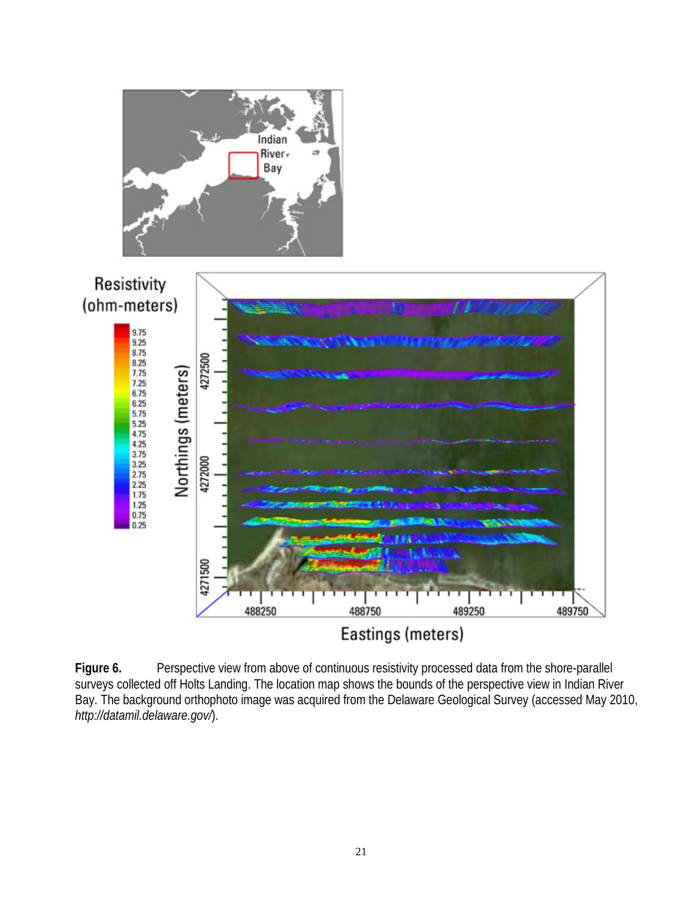**Figure 6.** Perspective view from above of continuous resistivity processed data from the shore-parallel surveys collected off Holts Landing. The location map shows the bounds of the perspective view in Indian River Bay. The background orthophoto image was acquired from the Delaware Geological Survey (accessed May 2010, *http://datamil.delaware.gov/*).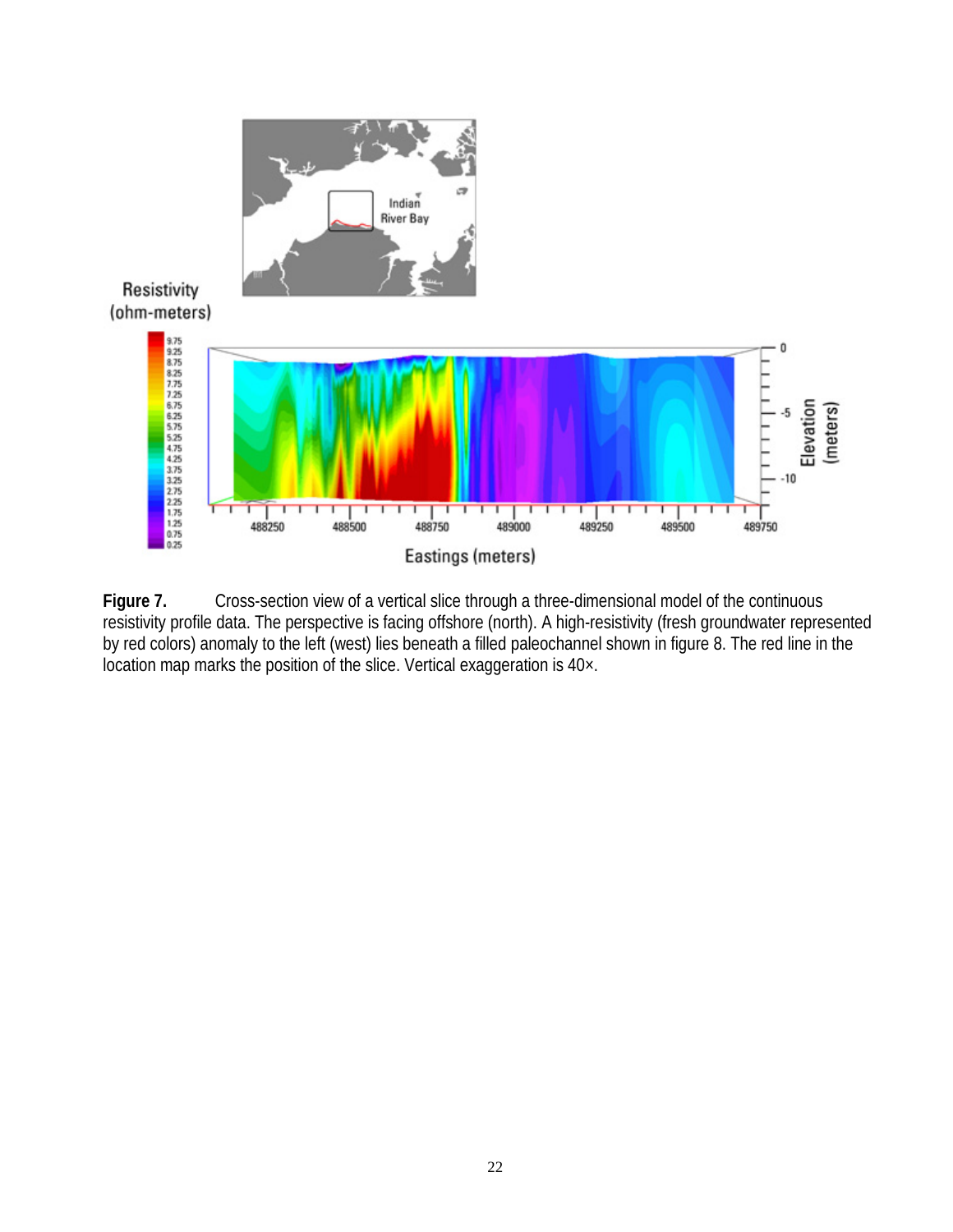**Figure 7.** Cross-section view of a vertical slice through a three-dimensional model of the continuous resistivity profile data. The perspective is facing offshore (north). A high-resistivity (fresh groundwater represented by red colors) anomaly to the left (west) lies beneath a filled paleochannel shown in figure 8. The red line in the location map marks the position of the slice. Vertical exaggeration is 40×.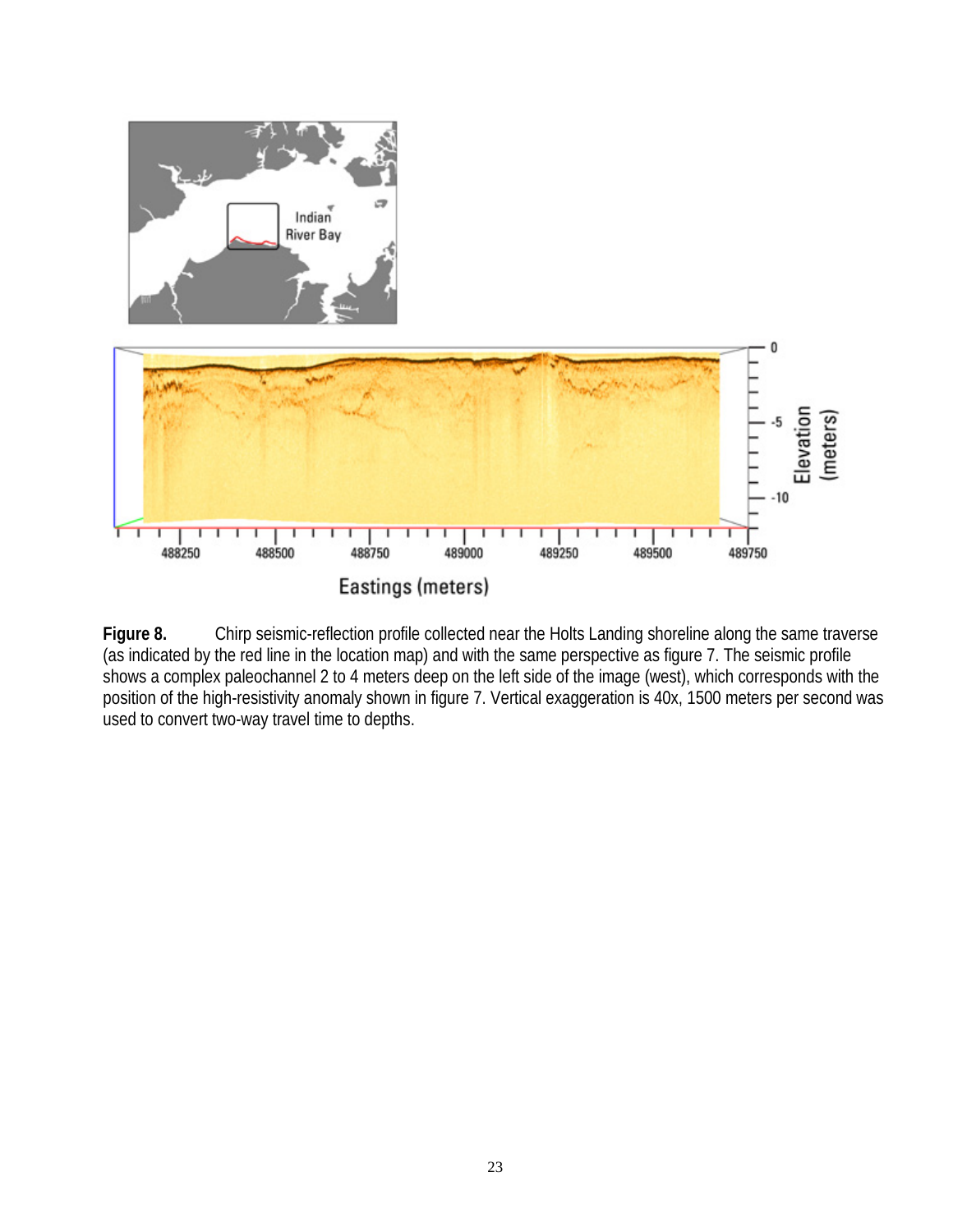**Figure 8.** Chirp seismic-reflection profile collected near the Holts Landing shoreline along the same traverse (as indicated by the red line in the location map) and with the same perspective as figure 7. The seismic profile shows a complex paleochannel 2 to 4 meters deep on the left side of the image (west), which corresponds with the position of the high-resistivity anomaly shown in figure 7. Vertical exaggeration is 40x, 1500 meters per second was used to convert two-way travel time to depths.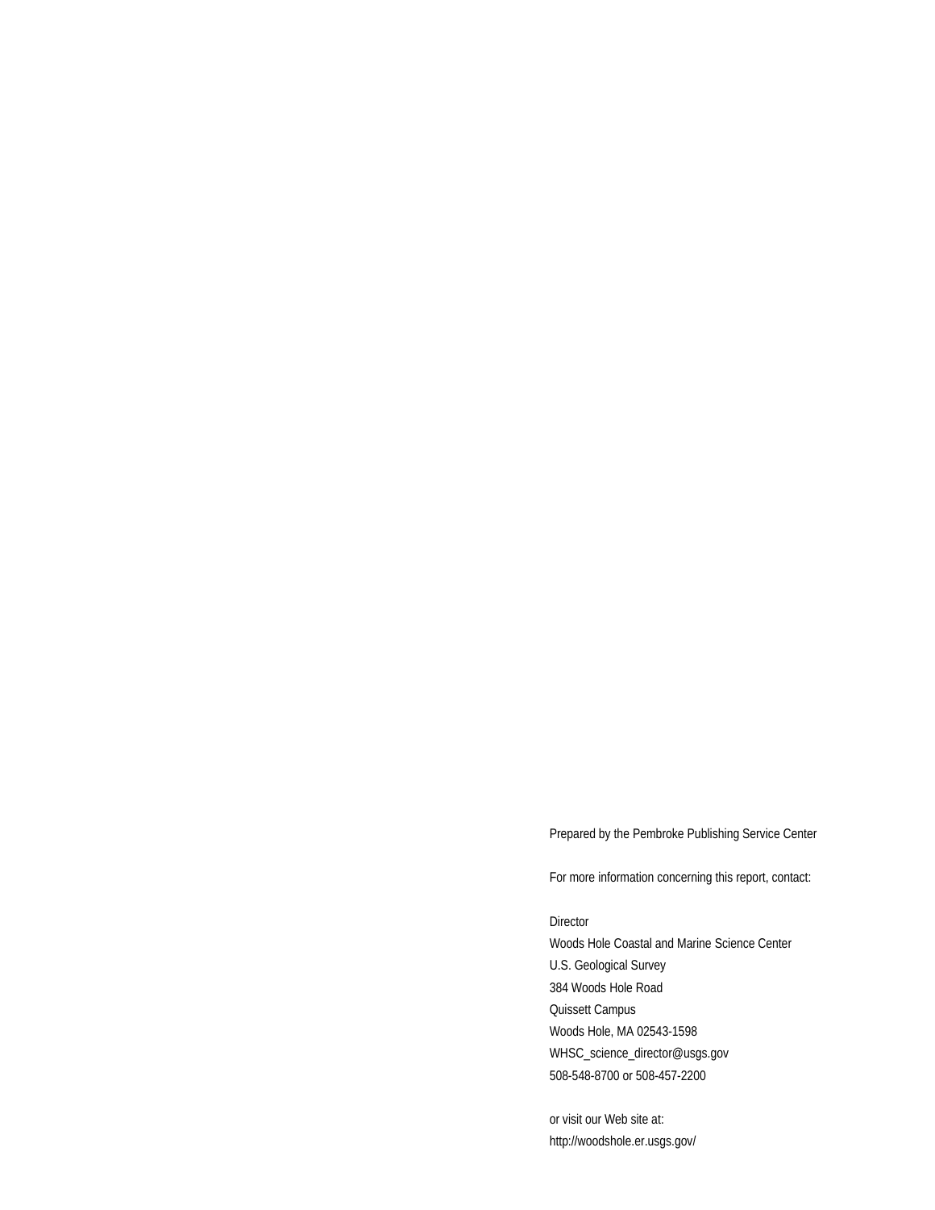Prepared by the Pembroke Publishing Service Center

For more information concerning this report, contact:

Director
Woods Hole Coastal and Marine Science Center
U.S. Geological Survey
384 Woods Hole Road
Quissett Campus
Woods Hole, MA 02543-1598
WHSC_science_director@usgs.gov
508-548-8700 or 508-457-2200

or visit our Web site at:
http://woodshole.er.usgs.gov/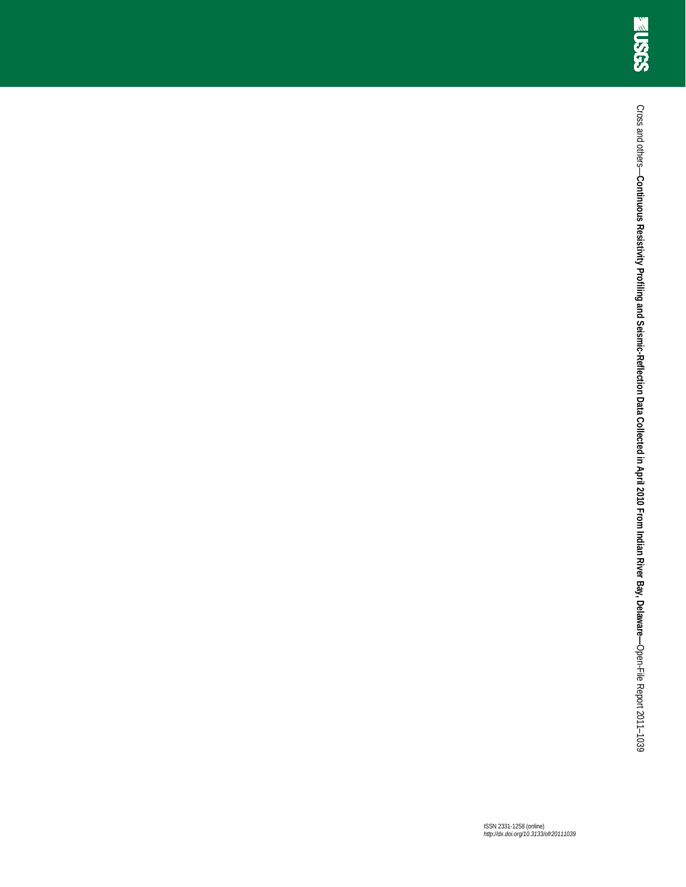Cross and others—**Continuous Resistivity Profiling and Seismic-Reflection Data Collected in April 2010 From Indian River Bay, Delaware**—Open-File Report 2011–1039

ISSN 2331-1258 (online)
*http://dx.doi.org/10.3133/ofr20111039*